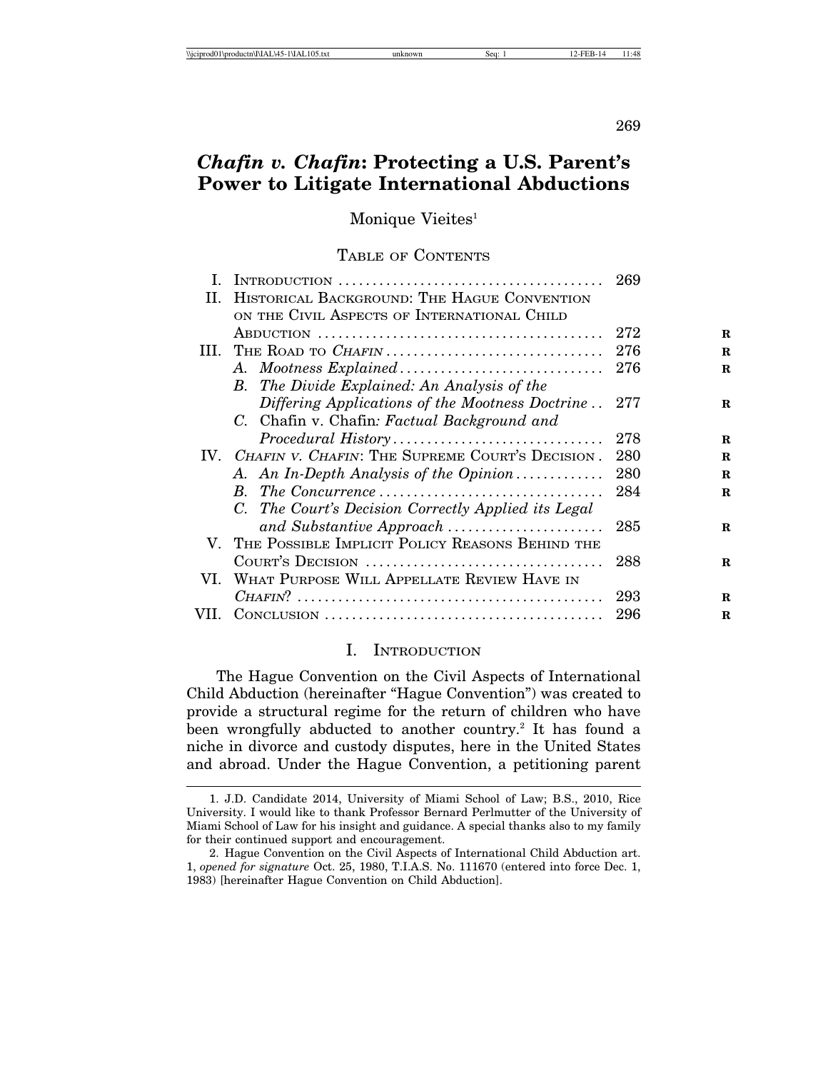# *Chafin v. Chafin*: Protecting a U.S. Parent's Power to Litigate International Abductions

Monique Vieites[1]

## Table of Contents

| | | |
|---|---|---|
| I. | Introduction | 269 |
| II. | Historical Background: The Hague Convention on the Civil Aspects of International Child Abduction | 272 |
| III. | The Road to *Chafin* | 276 |
| | A. *Mootness Explained* | 276 |
| | B. *The Divide Explained: An Analysis of the Differing Applications of the Mootness Doctrine* | 277 |
| | C. Chafin v. Chafin*: Factual Background and Procedural History* | 278 |
| IV. | *Chafin v. Chafin*: The Supreme Court's Decision | 280 |
| | A. *An In-Depth Analysis of the Opinion* | 280 |
| | B. *The Concurrence* | 284 |
| | C. *The Court's Decision Correctly Applied its Legal and Substantive Approach* | 285 |
| V. | The Possible Implicit Policy Reasons Behind the Court's Decision | 288 |
| VI. | What Purpose Will Appellate Review Have in *Chafin*? | 293 |
| VII. | Conclusion | 296 |

## I. Introduction

The Hague Convention on the Civil Aspects of International Child Abduction (hereinafter "Hague Convention") was created to provide a structural regime for the return of children who have been wrongfully abducted to another country.[2] It has found a niche in divorce and custody disputes, here in the United States and abroad. Under the Hague Convention, a petitioning parent

---

1. J.D. Candidate 2014, University of Miami School of Law; B.S., 2010, Rice University. I would like to thank Professor Bernard Perlmutter of the University of Miami School of Law for his insight and guidance. A special thanks also to my family for their continued support and encouragement.

2. Hague Convention on the Civil Aspects of International Child Abduction art. 1, *opened for signature* Oct. 25, 1980, T.I.A.S. No. 111670 (entered into force Dec. 1, 1983) [hereinafter Hague Convention on Child Abduction].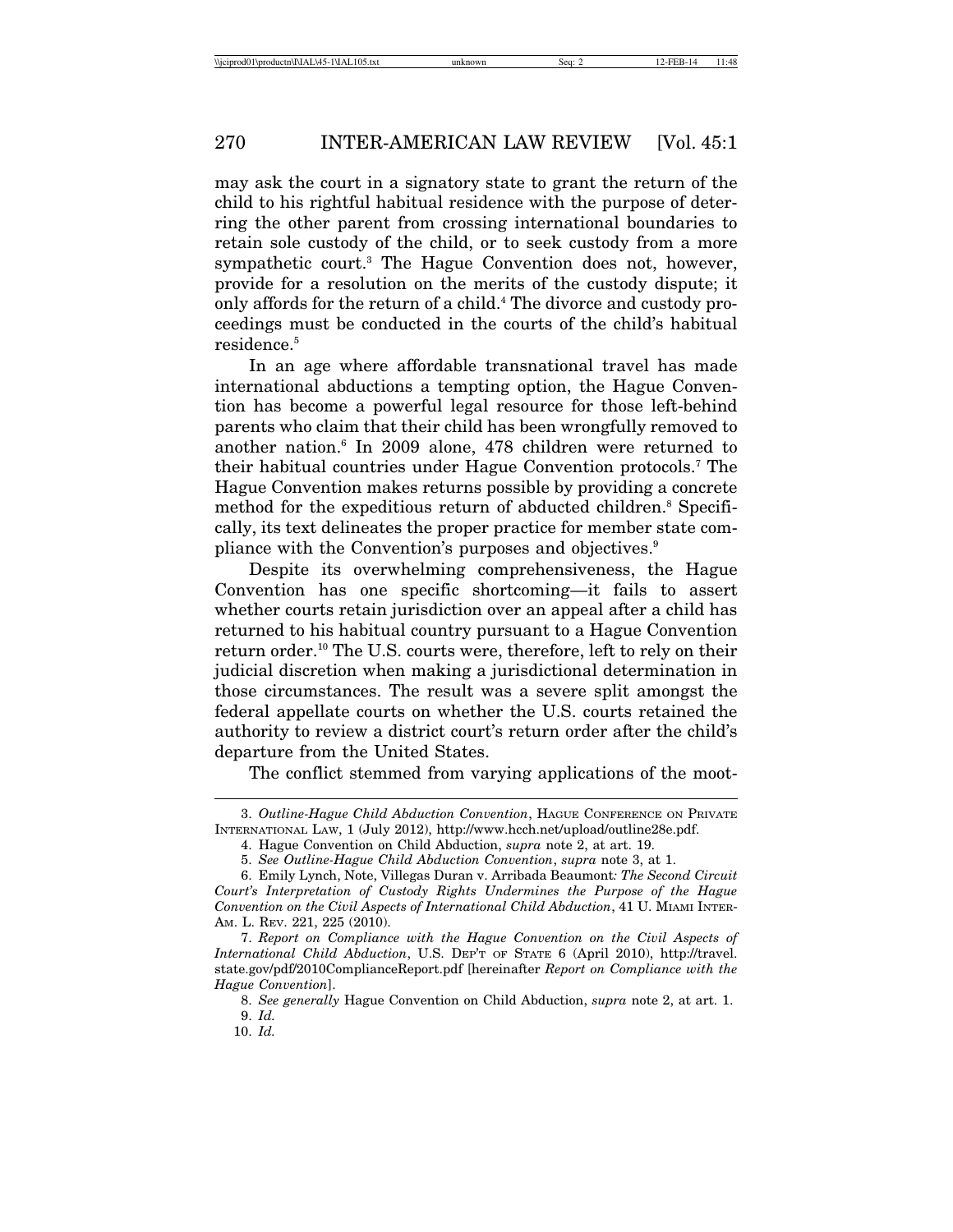may ask the court in a signatory state to grant the return of the child to his rightful habitual residence with the purpose of deterring the other parent from crossing international boundaries to retain sole custody of the child, or to seek custody from a more sympathetic court.[3] The Hague Convention does not, however, provide for a resolution on the merits of the custody dispute; it only affords for the return of a child.[4] The divorce and custody proceedings must be conducted in the courts of the child's habitual residence.[5]

In an age where affordable transnational travel has made international abductions a tempting option, the Hague Convention has become a powerful legal resource for those left-behind parents who claim that their child has been wrongfully removed to another nation.[6] In 2009 alone, 478 children were returned to their habitual countries under Hague Convention protocols.[7] The Hague Convention makes returns possible by providing a concrete method for the expeditious return of abducted children.[8] Specifically, its text delineates the proper practice for member state compliance with the Convention's purposes and objectives.[9]

Despite its overwhelming comprehensiveness, the Hague Convention has one specific shortcoming—it fails to assert whether courts retain jurisdiction over an appeal after a child has returned to his habitual country pursuant to a Hague Convention return order.[10] The U.S. courts were, therefore, left to rely on their judicial discretion when making a jurisdictional determination in those circumstances. The result was a severe split amongst the federal appellate courts on whether the U.S. courts retained the authority to review a district court's return order after the child's departure from the United States.

The conflict stemmed from varying applications of the moot-

---

3. *Outline-Hague Child Abduction Convention*, HAGUE CONFERENCE ON PRIVATE INTERNATIONAL LAW, 1 (July 2012), http://www.hcch.net/upload/outline28e.pdf.

4. Hague Convention on Child Abduction, *supra* note 2, at art. 19.

5. *See Outline-Hague Child Abduction Convention*, *supra* note 3, at 1.

6. Emily Lynch, Note, Villegas Duran v. Arribada Beaumont*: The Second Circuit Court's Interpretation of Custody Rights Undermines the Purpose of the Hague Convention on the Civil Aspects of International Child Abduction*, 41 U. MIAMI INTER-AM. L. REV. 221, 225 (2010).

7. *Report on Compliance with the Hague Convention on the Civil Aspects of International Child Abduction*, U.S. DEP'T OF STATE 6 (April 2010), http://travel.state.gov/pdf/2010ComplianceReport.pdf [hereinafter *Report on Compliance with the Hague Convention*].

8. *See generally* Hague Convention on Child Abduction, *supra* note 2, at art. 1.

9. *Id.*

10. *Id.*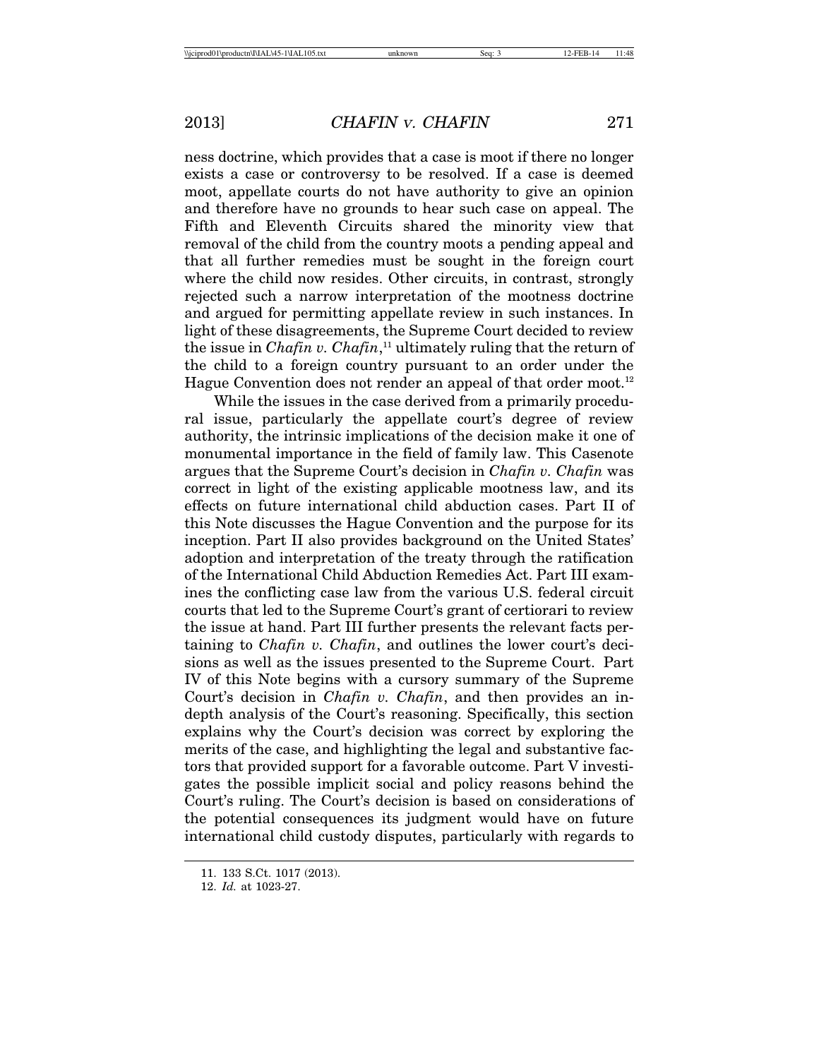ness doctrine, which provides that a case is moot if there no longer exists a case or controversy to be resolved. If a case is deemed moot, appellate courts do not have authority to give an opinion and therefore have no grounds to hear such case on appeal. The Fifth and Eleventh Circuits shared the minority view that removal of the child from the country moots a pending appeal and that all further remedies must be sought in the foreign court where the child now resides. Other circuits, in contrast, strongly rejected such a narrow interpretation of the mootness doctrine and argued for permitting appellate review in such instances. In light of these disagreements, the Supreme Court decided to review the issue in *Chafin v. Chafin*,[11] ultimately ruling that the return of the child to a foreign country pursuant to an order under the Hague Convention does not render an appeal of that order moot.[12]

While the issues in the case derived from a primarily procedural issue, particularly the appellate court's degree of review authority, the intrinsic implications of the decision make it one of monumental importance in the field of family law. This Casenote argues that the Supreme Court's decision in *Chafin v. Chafin* was correct in light of the existing applicable mootness law, and its effects on future international child abduction cases. Part II of this Note discusses the Hague Convention and the purpose for its inception. Part II also provides background on the United States' adoption and interpretation of the treaty through the ratification of the International Child Abduction Remedies Act. Part III examines the conflicting case law from the various U.S. federal circuit courts that led to the Supreme Court's grant of certiorari to review the issue at hand. Part III further presents the relevant facts pertaining to *Chafin v. Chafin*, and outlines the lower court's decisions as well as the issues presented to the Supreme Court. Part IV of this Note begins with a cursory summary of the Supreme Court's decision in *Chafin v. Chafin*, and then provides an in-depth analysis of the Court's reasoning. Specifically, this section explains why the Court's decision was correct by exploring the merits of the case, and highlighting the legal and substantive factors that provided support for a favorable outcome. Part V investigates the possible implicit social and policy reasons behind the Court's ruling. The Court's decision is based on considerations of the potential consequences its judgment would have on future international child custody disputes, particularly with regards to

11. 133 S.Ct. 1017 (2013).

12. *Id.* at 1023-27.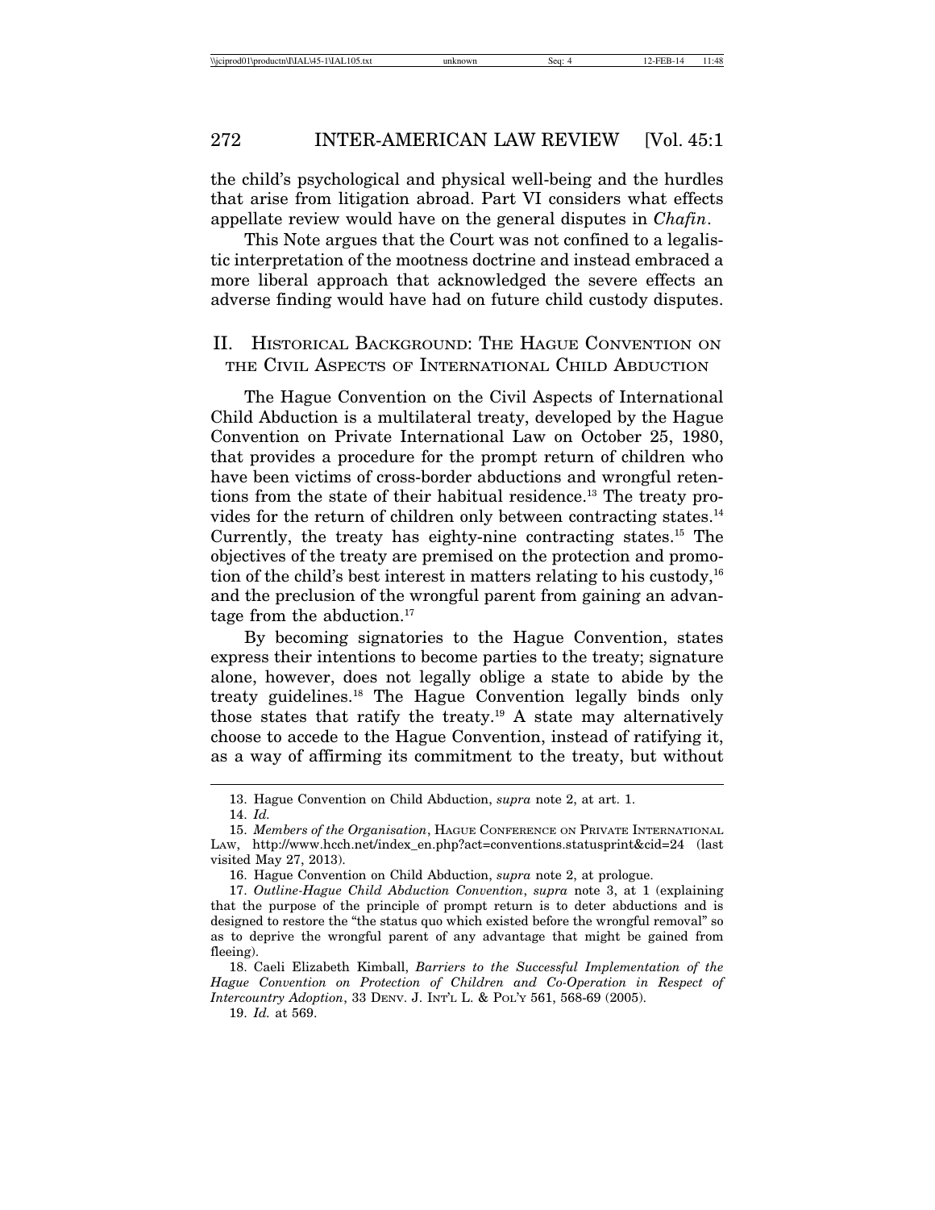the child's psychological and physical well-being and the hurdles that arise from litigation abroad. Part VI considers what effects appellate review would have on the general disputes in *Chafin*.

This Note argues that the Court was not confined to a legalistic interpretation of the mootness doctrine and instead embraced a more liberal approach that acknowledged the severe effects an adverse finding would have had on future child custody disputes.

## II. Historical Background: The Hague Convention on the Civil Aspects of International Child Abduction

The Hague Convention on the Civil Aspects of International Child Abduction is a multilateral treaty, developed by the Hague Convention on Private International Law on October 25, 1980, that provides a procedure for the prompt return of children who have been victims of cross-border abductions and wrongful retentions from the state of their habitual residence.[13] The treaty provides for the return of children only between contracting states.[14] Currently, the treaty has eighty-nine contracting states.[15] The objectives of the treaty are premised on the protection and promotion of the child's best interest in matters relating to his custody,[16] and the preclusion of the wrongful parent from gaining an advantage from the abduction.[17]

By becoming signatories to the Hague Convention, states express their intentions to become parties to the treaty; signature alone, however, does not legally oblige a state to abide by the treaty guidelines.[18] The Hague Convention legally binds only those states that ratify the treaty.[19] A state may alternatively choose to accede to the Hague Convention, instead of ratifying it, as a way of affirming its commitment to the treaty, but without

13. Hague Convention on Child Abduction, *supra* note 2, at art. 1.

14. *Id.*

15. *Members of the Organisation*, Hague Conference on Private International Law, http://www.hcch.net/index_en.php?act=conventions.statusprint&cid=24 (last visited May 27, 2013).

16. Hague Convention on Child Abduction, *supra* note 2, at prologue.

17. *Outline-Hague Child Abduction Convention*, *supra* note 3, at 1 (explaining that the purpose of the principle of prompt return is to deter abductions and is designed to restore the "the status quo which existed before the wrongful removal" so as to deprive the wrongful parent of any advantage that might be gained from fleeing).

18. Caeli Elizabeth Kimball, *Barriers to the Successful Implementation of the Hague Convention on Protection of Children and Co-Operation in Respect of Intercountry Adoption*, 33 Denv. J. Int'l L. & Pol'y 561, 568-69 (2005).

19. *Id.* at 569.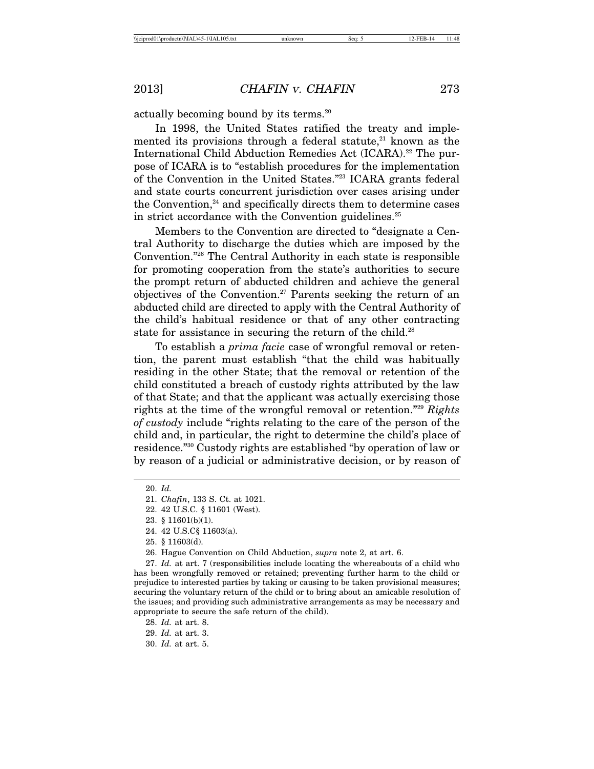actually becoming bound by its terms.[20]

In 1998, the United States ratified the treaty and implemented its provisions through a federal statute,[21] known as the International Child Abduction Remedies Act (ICARA).[22] The purpose of ICARA is to "establish procedures for the implementation of the Convention in the United States."[23] ICARA grants federal and state courts concurrent jurisdiction over cases arising under the Convention,[24] and specifically directs them to determine cases in strict accordance with the Convention guidelines.[25]

Members to the Convention are directed to "designate a Central Authority to discharge the duties which are imposed by the Convention."[26] The Central Authority in each state is responsible for promoting cooperation from the state's authorities to secure the prompt return of abducted children and achieve the general objectives of the Convention.[27] Parents seeking the return of an abducted child are directed to apply with the Central Authority of the child's habitual residence or that of any other contracting state for assistance in securing the return of the child.[28]

To establish a *prima facie* case of wrongful removal or retention, the parent must establish "that the child was habitually residing in the other State; that the removal or retention of the child constituted a breach of custody rights attributed by the law of that State; and that the applicant was actually exercising those rights at the time of the wrongful removal or retention."[29] *Rights of custody* include "rights relating to the care of the person of the child and, in particular, the right to determine the child's place of residence."[30] Custody rights are established "by operation of law or by reason of a judicial or administrative decision, or by reason of

---

20. *Id.*

21. *Chafin*, 133 S. Ct. at 1021.

22. 42 U.S.C. § 11601 (West).

23. § 11601(b)(1).

24. 42 U.S.C§ 11603(a).

25. § 11603(d).

26. Hague Convention on Child Abduction, *supra* note 2, at art. 6.

27. *Id.* at art. 7 (responsibilities include locating the whereabouts of a child who has been wrongfully removed or retained; preventing further harm to the child or prejudice to interested parties by taking or causing to be taken provisional measures; securing the voluntary return of the child or to bring about an amicable resolution of the issues; and providing such administrative arrangements as may be necessary and appropriate to secure the safe return of the child).

28. *Id.* at art. 8.

29. *Id.* at art. 3.

30. *Id.* at art. 5.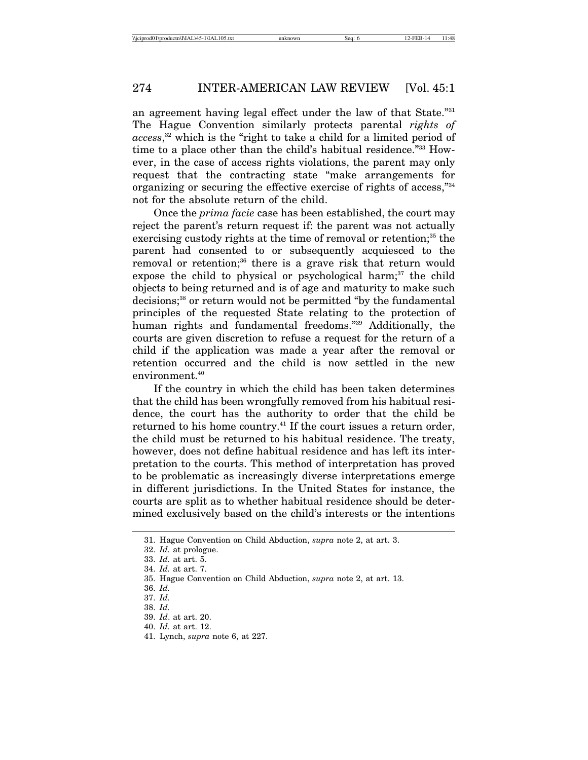an agreement having legal effect under the law of that State."[31] The Hague Convention similarly protects parental *rights of access*,[32] which is the "right to take a child for a limited period of time to a place other than the child's habitual residence."[33] However, in the case of access rights violations, the parent may only request that the contracting state "make arrangements for organizing or securing the effective exercise of rights of access,"[34] not for the absolute return of the child.

Once the *prima facie* case has been established, the court may reject the parent's return request if: the parent was not actually exercising custody rights at the time of removal or retention;[35] the parent had consented to or subsequently acquiesced to the removal or retention;[36] there is a grave risk that return would expose the child to physical or psychological harm;[37] the child objects to being returned and is of age and maturity to make such decisions;[38] or return would not be permitted "by the fundamental principles of the requested State relating to the protection of human rights and fundamental freedoms."[39] Additionally, the courts are given discretion to refuse a request for the return of a child if the application was made a year after the removal or retention occurred and the child is now settled in the new environment.[40]

If the country in which the child has been taken determines that the child has been wrongfully removed from his habitual residence, the court has the authority to order that the child be returned to his home country.[41] If the court issues a return order, the child must be returned to his habitual residence. The treaty, however, does not define habitual residence and has left its interpretation to the courts. This method of interpretation has proved to be problematic as increasingly diverse interpretations emerge in different jurisdictions. In the United States for instance, the courts are split as to whether habitual residence should be determined exclusively based on the child's interests or the intentions

---

31. Hague Convention on Child Abduction, *supra* note 2, at art. 3.
32. *Id.* at prologue.
33. *Id.* at art. 5.
34. *Id.* at art. 7.
35. Hague Convention on Child Abduction, *supra* note 2, at art. 13.
36. *Id.*
37. *Id.*
38. *Id.*
39. *Id*. at art. 20.
40. *Id.* at art. 12.
41. Lynch, *supra* note 6, at 227.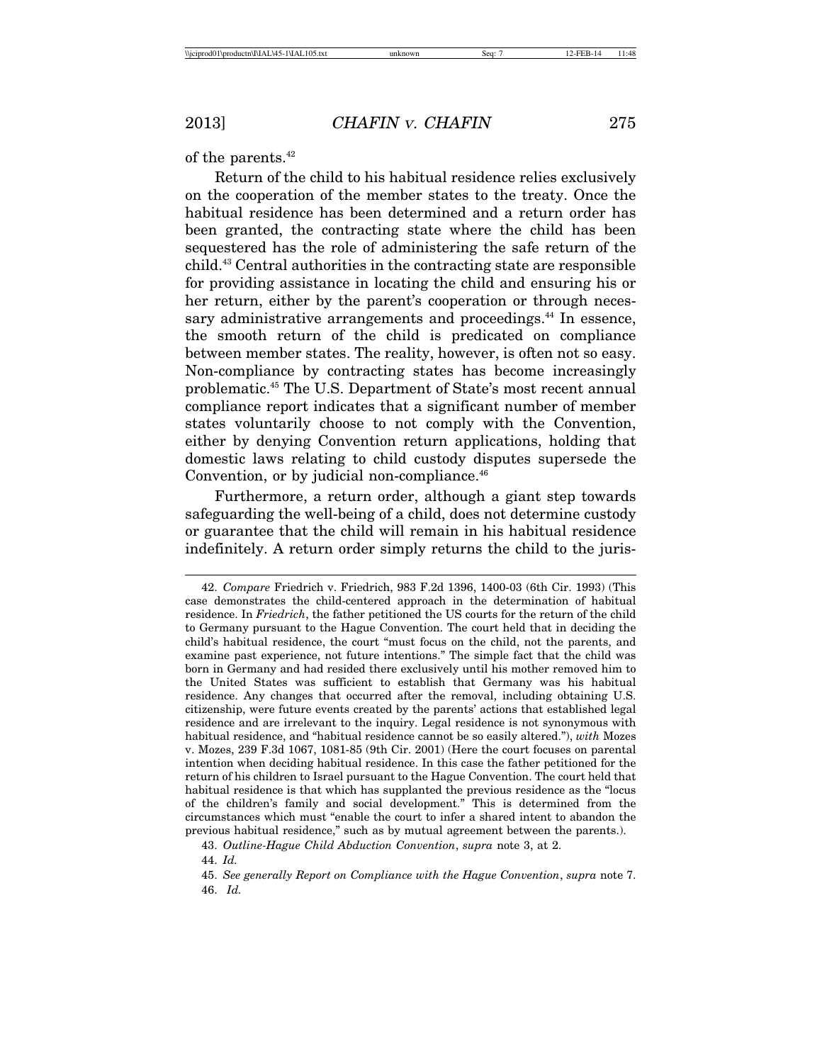of the parents.[42]

Return of the child to his habitual residence relies exclusively on the cooperation of the member states to the treaty. Once the habitual residence has been determined and a return order has been granted, the contracting state where the child has been sequestered has the role of administering the safe return of the child.[43] Central authorities in the contracting state are responsible for providing assistance in locating the child and ensuring his or her return, either by the parent's cooperation or through necessary administrative arrangements and proceedings.[44] In essence, the smooth return of the child is predicated on compliance between member states. The reality, however, is often not so easy. Non-compliance by contracting states has become increasingly problematic.[45] The U.S. Department of State's most recent annual compliance report indicates that a significant number of member states voluntarily choose to not comply with the Convention, either by denying Convention return applications, holding that domestic laws relating to child custody disputes supersede the Convention, or by judicial non-compliance.[46]

Furthermore, a return order, although a giant step towards safeguarding the well-being of a child, does not determine custody or guarantee that the child will remain in his habitual residence indefinitely. A return order simply returns the child to the juris-

---

42. *Compare* Friedrich v. Friedrich, 983 F.2d 1396, 1400-03 (6th Cir. 1993) (This case demonstrates the child-centered approach in the determination of habitual residence. In *Friedrich*, the father petitioned the US courts for the return of the child to Germany pursuant to the Hague Convention. The court held that in deciding the child's habitual residence, the court "must focus on the child, not the parents, and examine past experience, not future intentions." The simple fact that the child was born in Germany and had resided there exclusively until his mother removed him to the United States was sufficient to establish that Germany was his habitual residence. Any changes that occurred after the removal, including obtaining U.S. citizenship, were future events created by the parents' actions that established legal residence and are irrelevant to the inquiry. Legal residence is not synonymous with habitual residence, and "habitual residence cannot be so easily altered."), *with* Mozes v. Mozes, 239 F.3d 1067, 1081-85 (9th Cir. 2001) (Here the court focuses on parental intention when deciding habitual residence. In this case the father petitioned for the return of his children to Israel pursuant to the Hague Convention. The court held that habitual residence is that which has supplanted the previous residence as the "locus of the children's family and social development." This is determined from the circumstances which must "enable the court to infer a shared intent to abandon the previous habitual residence," such as by mutual agreement between the parents.).

43. *Outline-Hague Child Abduction Convention*, *supra* note 3, at 2.

44. *Id.*

45. *See generally Report on Compliance with the Hague Convention*, *supra* note 7.

46. *Id.*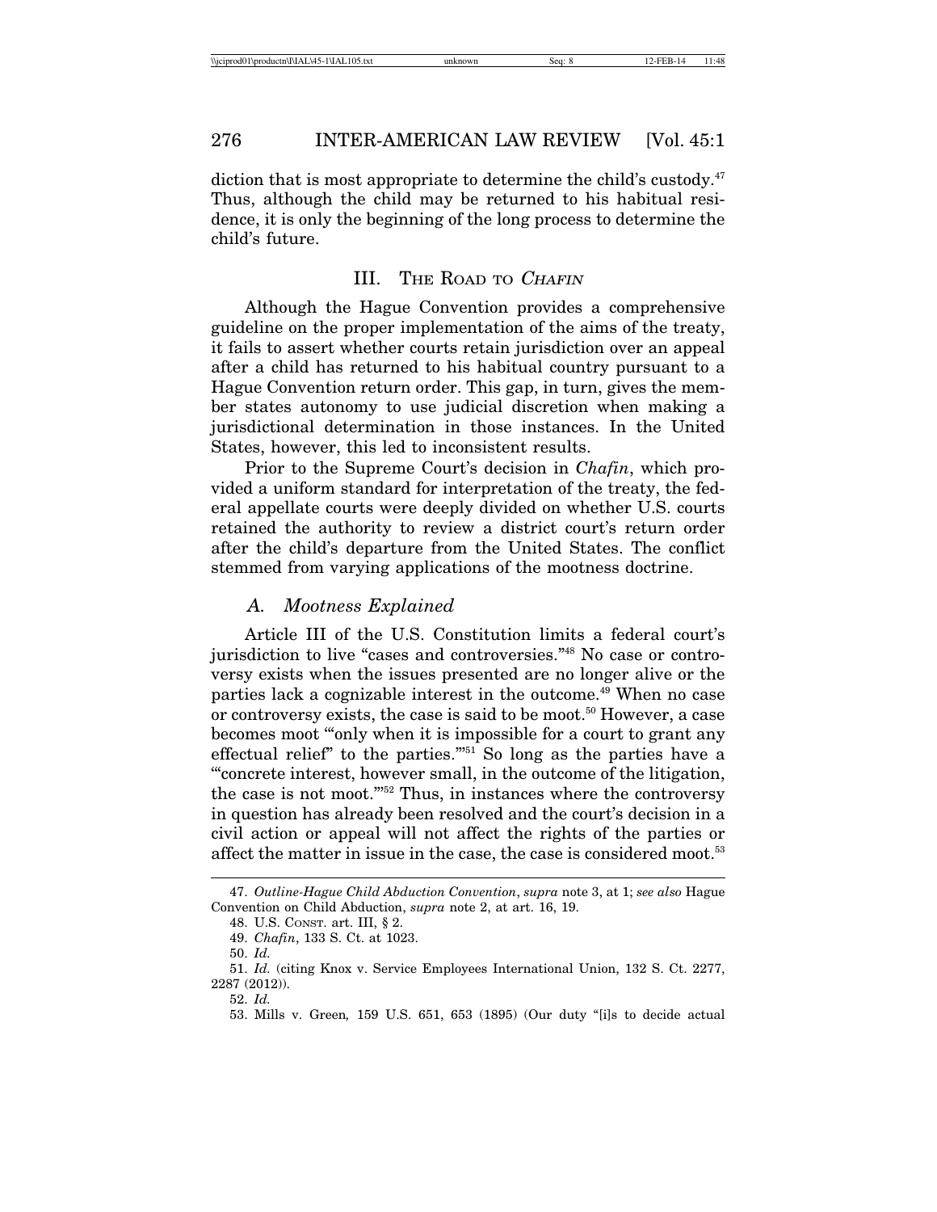diction that is most appropriate to determine the child's custody.[47] Thus, although the child may be returned to his habitual residence, it is only the beginning of the long process to determine the child's future.

## III. The Road to *Chafin*

Although the Hague Convention provides a comprehensive guideline on the proper implementation of the aims of the treaty, it fails to assert whether courts retain jurisdiction over an appeal after a child has returned to his habitual country pursuant to a Hague Convention return order. This gap, in turn, gives the member states autonomy to use judicial discretion when making a jurisdictional determination in those instances. In the United States, however, this led to inconsistent results.

Prior to the Supreme Court's decision in *Chafin*, which provided a uniform standard for interpretation of the treaty, the federal appellate courts were deeply divided on whether U.S. courts retained the authority to review a district court's return order after the child's departure from the United States. The conflict stemmed from varying applications of the mootness doctrine.

### *A. Mootness Explained*

Article III of the U.S. Constitution limits a federal court's jurisdiction to live "cases and controversies."[48] No case or controversy exists when the issues presented are no longer alive or the parties lack a cognizable interest in the outcome.[49] When no case or controversy exists, the case is said to be moot.[50] However, a case becomes moot "'only when it is impossible for a court to grant any effectual relief' to the parties."[51] So long as the parties have a "'concrete interest, however small, in the outcome of the litigation, the case is not moot.'"[52] Thus, in instances where the controversy in question has already been resolved and the court's decision in a civil action or appeal will not affect the rights of the parties or affect the matter in issue in the case, the case is considered moot.[53]

---

47. *Outline-Hague Child Abduction Convention*, *supra* note 3, at 1; *see also* Hague Convention on Child Abduction, *supra* note 2, at art. 16, 19.

48. U.S. Const. art. III, § 2.

49. *Chafin*, 133 S. Ct. at 1023.

50. *Id.*

51. *Id.* (citing Knox v. Service Employees International Union, 132 S. Ct. 2277, 2287 (2012)).

52. *Id.*

53. Mills v. Green*,* 159 U.S. 651, 653 (1895) (Our duty "[i]s to decide actual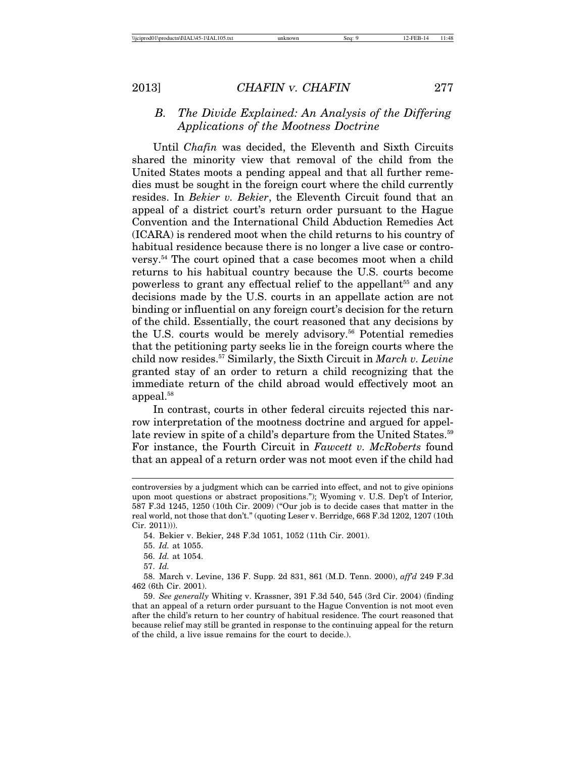### B. *The Divide Explained: An Analysis of the Differing Applications of the Mootness Doctrine*

Until *Chafin* was decided, the Eleventh and Sixth Circuits shared the minority view that removal of the child from the United States moots a pending appeal and that all further remedies must be sought in the foreign court where the child currently resides. In *Bekier v. Bekier*, the Eleventh Circuit found that an appeal of a district court's return order pursuant to the Hague Convention and the International Child Abduction Remedies Act (ICARA) is rendered moot when the child returns to his country of habitual residence because there is no longer a live case or controversy.[54] The court opined that a case becomes moot when a child returns to his habitual country because the U.S. courts become powerless to grant any effectual relief to the appellant[55] and any decisions made by the U.S. courts in an appellate action are not binding or influential on any foreign court's decision for the return of the child. Essentially, the court reasoned that any decisions by the U.S. courts would be merely advisory.[56] Potential remedies that the petitioning party seeks lie in the foreign courts where the child now resides.[57] Similarly, the Sixth Circuit in *March v. Levine* granted stay of an order to return a child recognizing that the immediate return of the child abroad would effectively moot an appeal.[58]

In contrast, courts in other federal circuits rejected this narrow interpretation of the mootness doctrine and argued for appellate review in spite of a child's departure from the United States.[59] For instance, the Fourth Circuit in *Fawcett v. McRoberts* found that an appeal of a return order was not moot even if the child had

---

controversies by a judgment which can be carried into effect, and not to give opinions upon moot questions or abstract propositions."); Wyoming v. U.S. Dep't of Interior*,* 587 F.3d 1245, 1250 (10th Cir. 2009) ("Our job is to decide cases that matter in the real world, not those that don't." (quoting Leser v. Berridge, 668 F.3d 1202, 1207 (10th Cir. 2011))).

54. Bekier v. Bekier, 248 F.3d 1051, 1052 (11th Cir. 2001).

55. *Id.* at 1055.

56. *Id.* at 1054.

57. *Id.*

58. March v. Levine, 136 F. Supp. 2d 831, 861 (M.D. Tenn. 2000), *aff'd* 249 F.3d 462 (6th Cir. 2001).

59. *See generally* Whiting v. Krassner, 391 F.3d 540, 545 (3rd Cir. 2004) (finding that an appeal of a return order pursuant to the Hague Convention is not moot even after the child's return to her country of habitual residence. The court reasoned that because relief may still be granted in response to the continuing appeal for the return of the child, a live issue remains for the court to decide.).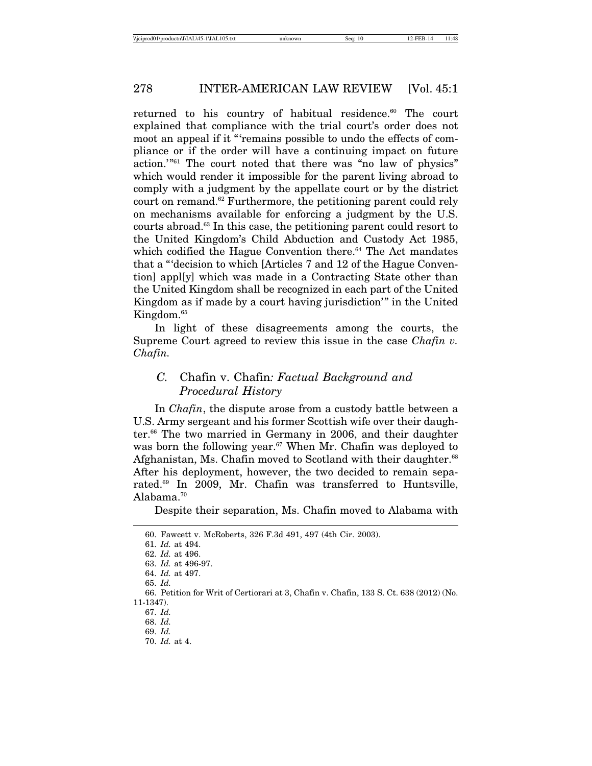returned to his country of habitual residence.[60] The court explained that compliance with the trial court's order does not moot an appeal if it "'remains possible to undo the effects of compliance or if the order will have a continuing impact on future action.'"[61] The court noted that there was "no law of physics" which would render it impossible for the parent living abroad to comply with a judgment by the appellate court or by the district court on remand.[62] Furthermore, the petitioning parent could rely on mechanisms available for enforcing a judgment by the U.S. courts abroad.[63] In this case, the petitioning parent could resort to the United Kingdom's Child Abduction and Custody Act 1985, which codified the Hague Convention there.[64] The Act mandates that a "'decision to which [Articles 7 and 12 of the Hague Convention] appl[y] which was made in a Contracting State other than the United Kingdom shall be recognized in each part of the United Kingdom as if made by a court having jurisdiction'" in the United Kingdom.[65]

In light of these disagreements among the courts, the Supreme Court agreed to review this issue in the case *Chafin v. Chafin*.

### *C.* Chafin v. Chafin*: Factual Background and Procedural History*

In *Chafin*, the dispute arose from a custody battle between a U.S. Army sergeant and his former Scottish wife over their daughter.[66] The two married in Germany in 2006, and their daughter was born the following year.[67] When Mr. Chafin was deployed to Afghanistan, Ms. Chafin moved to Scotland with their daughter.[68] After his deployment, however, the two decided to remain separated.[69] In 2009, Mr. Chafin was transferred to Huntsville, Alabama.[70]

Despite their separation, Ms. Chafin moved to Alabama with

---

60. Fawcett v. McRoberts, 326 F.3d 491, 497 (4th Cir. 2003).

61. *Id.* at 494.

62. *Id.* at 496.

63. *Id.* at 496-97.

64. *Id.* at 497.

65. *Id.*

66. Petition for Writ of Certiorari at 3, Chafin v. Chafin, 133 S. Ct. 638 (2012) (No. 11-1347).

67. *Id.*

68. *Id.*

69. *Id.*

70. *Id.* at 4.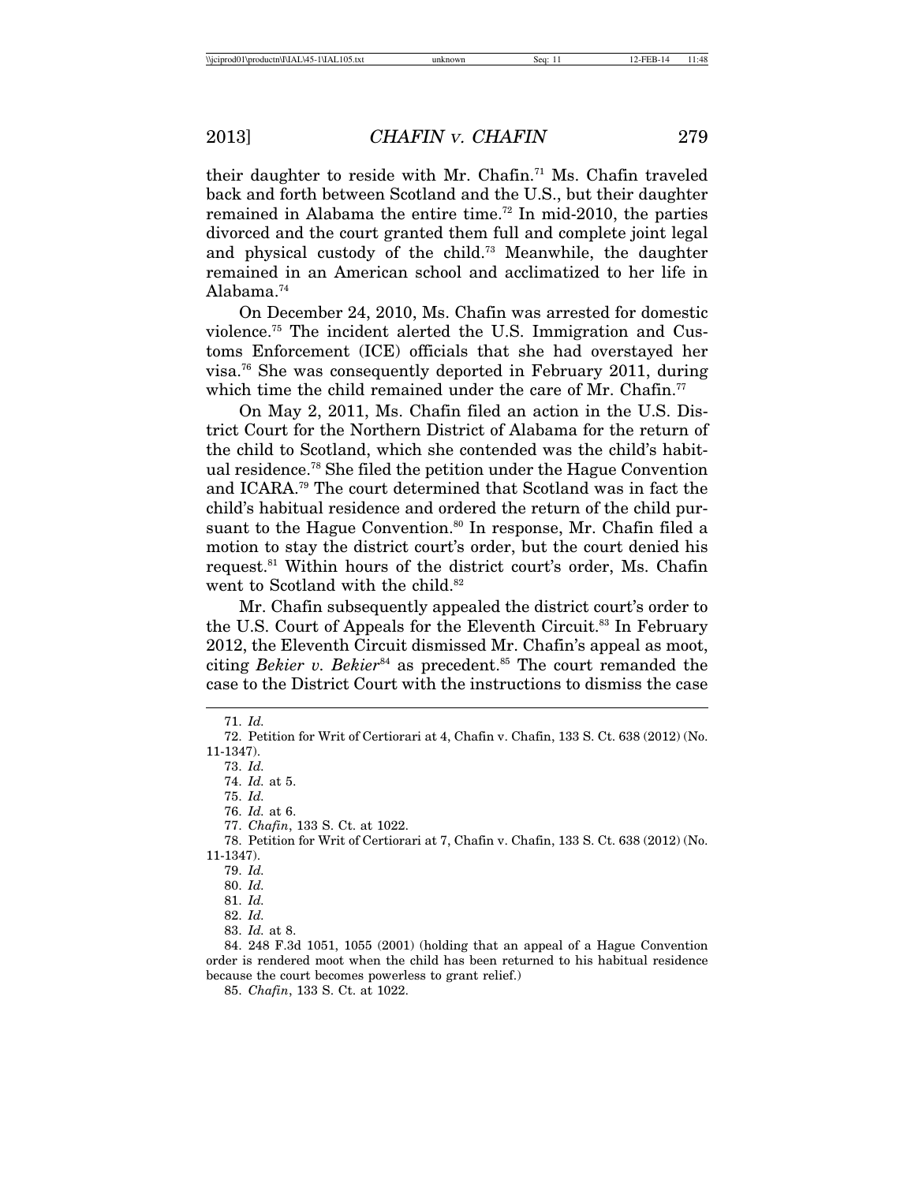their daughter to reside with Mr. Chafin.[71] Ms. Chafin traveled back and forth between Scotland and the U.S., but their daughter remained in Alabama the entire time.[72] In mid-2010, the parties divorced and the court granted them full and complete joint legal and physical custody of the child.[73] Meanwhile, the daughter remained in an American school and acclimatized to her life in Alabama.[74]

On December 24, 2010, Ms. Chafin was arrested for domestic violence.[75] The incident alerted the U.S. Immigration and Customs Enforcement (ICE) officials that she had overstayed her visa.[76] She was consequently deported in February 2011, during which time the child remained under the care of Mr. Chafin.[77]

On May 2, 2011, Ms. Chafin filed an action in the U.S. District Court for the Northern District of Alabama for the return of the child to Scotland, which she contended was the child's habitual residence.[78] She filed the petition under the Hague Convention and ICARA.[79] The court determined that Scotland was in fact the child's habitual residence and ordered the return of the child pursuant to the Hague Convention.[80] In response, Mr. Chafin filed a motion to stay the district court's order, but the court denied his request.[81] Within hours of the district court's order, Ms. Chafin went to Scotland with the child.[82]

Mr. Chafin subsequently appealed the district court's order to the U.S. Court of Appeals for the Eleventh Circuit.[83] In February 2012, the Eleventh Circuit dismissed Mr. Chafin's appeal as moot, citing *Bekier v. Bekier*[84] as precedent.[85] The court remanded the case to the District Court with the instructions to dismiss the case

---

71. *Id.*

72. Petition for Writ of Certiorari at 4, Chafin v. Chafin, 133 S. Ct. 638 (2012) (No. 11-1347).

73. *Id.*

74. *Id.* at 5.

75. *Id.*

76. *Id.* at 6.

77. *Chafin*, 133 S. Ct. at 1022.

78. Petition for Writ of Certiorari at 7, Chafin v. Chafin, 133 S. Ct. 638 (2012) (No. 11-1347).

79. *Id.*

80. *Id.*

81. *Id.*

82. *Id.*

83. *Id.* at 8.

84. 248 F.3d 1051, 1055 (2001) (holding that an appeal of a Hague Convention order is rendered moot when the child has been returned to his habitual residence because the court becomes powerless to grant relief.)

85. *Chafin*, 133 S. Ct. at 1022.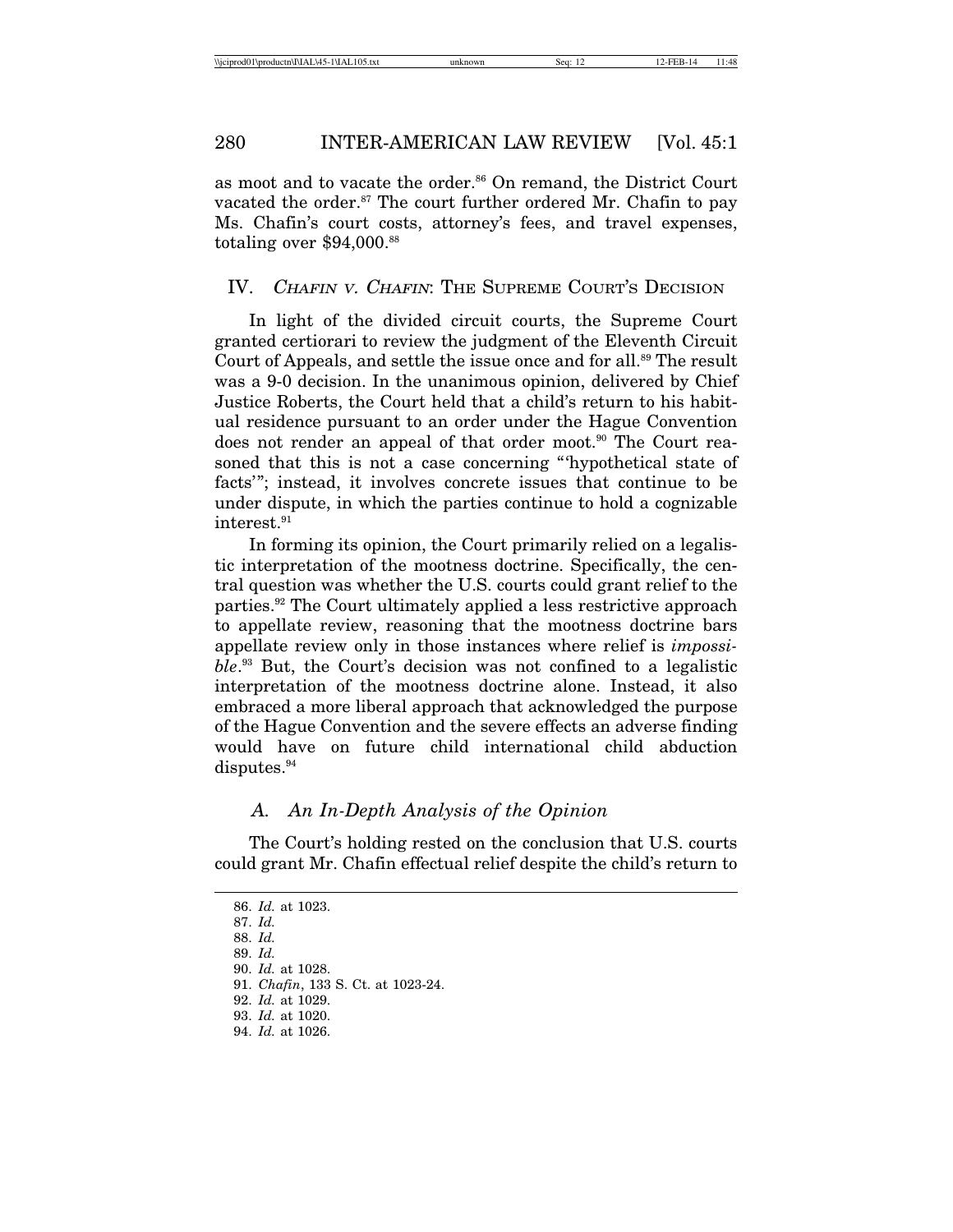as moot and to vacate the order.[86] On remand, the District Court vacated the order.[87] The court further ordered Mr. Chafin to pay Ms. Chafin's court costs, attorney's fees, and travel expenses, totaling over $94,000.[88]

## IV. *CHAFIN V. CHAFIN*: THE SUPREME COURT'S DECISION

In light of the divided circuit courts, the Supreme Court granted certiorari to review the judgment of the Eleventh Circuit Court of Appeals, and settle the issue once and for all.[89] The result was a 9-0 decision. In the unanimous opinion, delivered by Chief Justice Roberts, the Court held that a child's return to his habitual residence pursuant to an order under the Hague Convention does not render an appeal of that order moot.[90] The Court reasoned that this is not a case concerning "'hypothetical state of facts'"; instead, it involves concrete issues that continue to be under dispute, in which the parties continue to hold a cognizable interest.[91]

In forming its opinion, the Court primarily relied on a legalistic interpretation of the mootness doctrine. Specifically, the central question was whether the U.S. courts could grant relief to the parties.[92] The Court ultimately applied a less restrictive approach to appellate review, reasoning that the mootness doctrine bars appellate review only in those instances where relief is *impossible*.[93] But, the Court's decision was not confined to a legalistic interpretation of the mootness doctrine alone. Instead, it also embraced a more liberal approach that acknowledged the purpose of the Hague Convention and the severe effects an adverse finding would have on future child international child abduction disputes.[94]

### A. *An In-Depth Analysis of the Opinion*

The Court's holding rested on the conclusion that U.S. courts could grant Mr. Chafin effectual relief despite the child's return to

86. *Id.* at 1023.
87. *Id.*
88. *Id.*
89. *Id.*
90. *Id.* at 1028.
91. *Chafin*, 133 S. Ct. at 1023-24.
92. *Id.* at 1029.
93. *Id.* at 1020.
94. *Id.* at 1026.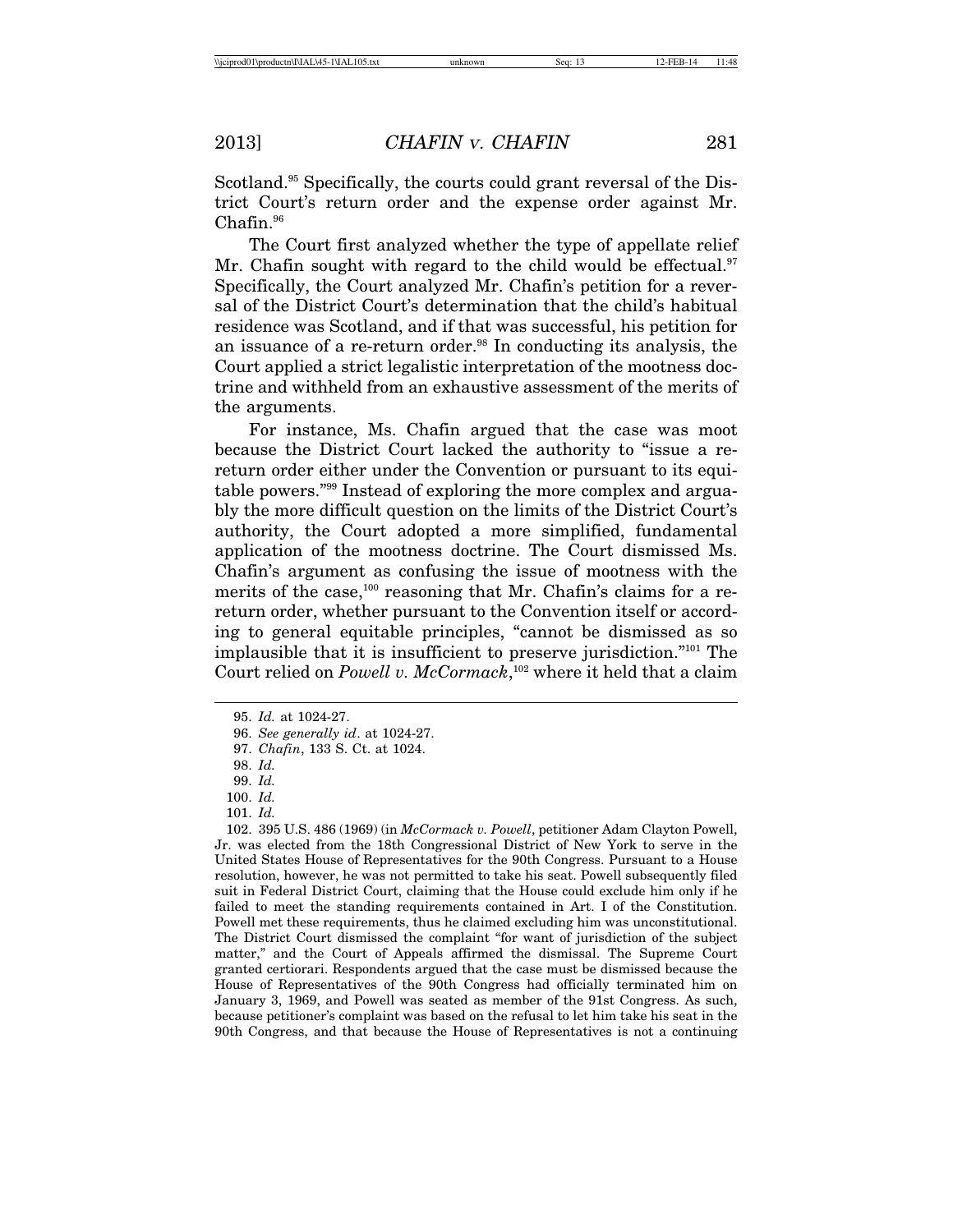Scotland.[95] Specifically, the courts could grant reversal of the District Court's return order and the expense order against Mr. Chafin.[96]

The Court first analyzed whether the type of appellate relief Mr. Chafin sought with regard to the child would be effectual.[97] Specifically, the Court analyzed Mr. Chafin's petition for a reversal of the District Court's determination that the child's habitual residence was Scotland, and if that was successful, his petition for an issuance of a re-return order.[98] In conducting its analysis, the Court applied a strict legalistic interpretation of the mootness doctrine and withheld from an exhaustive assessment of the merits of the arguments.

For instance, Ms. Chafin argued that the case was moot because the District Court lacked the authority to "issue a re-return order either under the Convention or pursuant to its equitable powers."[99] Instead of exploring the more complex and arguably the more difficult question on the limits of the District Court's authority, the Court adopted a more simplified, fundamental application of the mootness doctrine. The Court dismissed Ms. Chafin's argument as confusing the issue of mootness with the merits of the case,[100] reasoning that Mr. Chafin's claims for a re-return order, whether pursuant to the Convention itself or according to general equitable principles, "cannot be dismissed as so implausible that it is insufficient to preserve jurisdiction."[101] The Court relied on *Powell v. McCormack*,[102] where it held that a claim

---

95. *Id.* at 1024-27.

96. *See generally id*. at 1024-27.

97. *Chafin*, 133 S. Ct. at 1024.

98. *Id.*

99. *Id.*

100. *Id.*

101. *Id.*

102. 395 U.S. 486 (1969) (in *McCormack v. Powell*, petitioner Adam Clayton Powell, Jr. was elected from the 18th Congressional District of New York to serve in the United States House of Representatives for the 90th Congress. Pursuant to a House resolution, however, he was not permitted to take his seat. Powell subsequently filed suit in Federal District Court, claiming that the House could exclude him only if he failed to meet the standing requirements contained in Art. I of the Constitution. Powell met these requirements, thus he claimed excluding him was unconstitutional. The District Court dismissed the complaint "for want of jurisdiction of the subject matter," and the Court of Appeals affirmed the dismissal. The Supreme Court granted certiorari. Respondents argued that the case must be dismissed because the House of Representatives of the 90th Congress had officially terminated him on January 3, 1969, and Powell was seated as member of the 91st Congress. As such, because petitioner's complaint was based on the refusal to let him take his seat in the 90th Congress, and that because the House of Representatives is not a continuing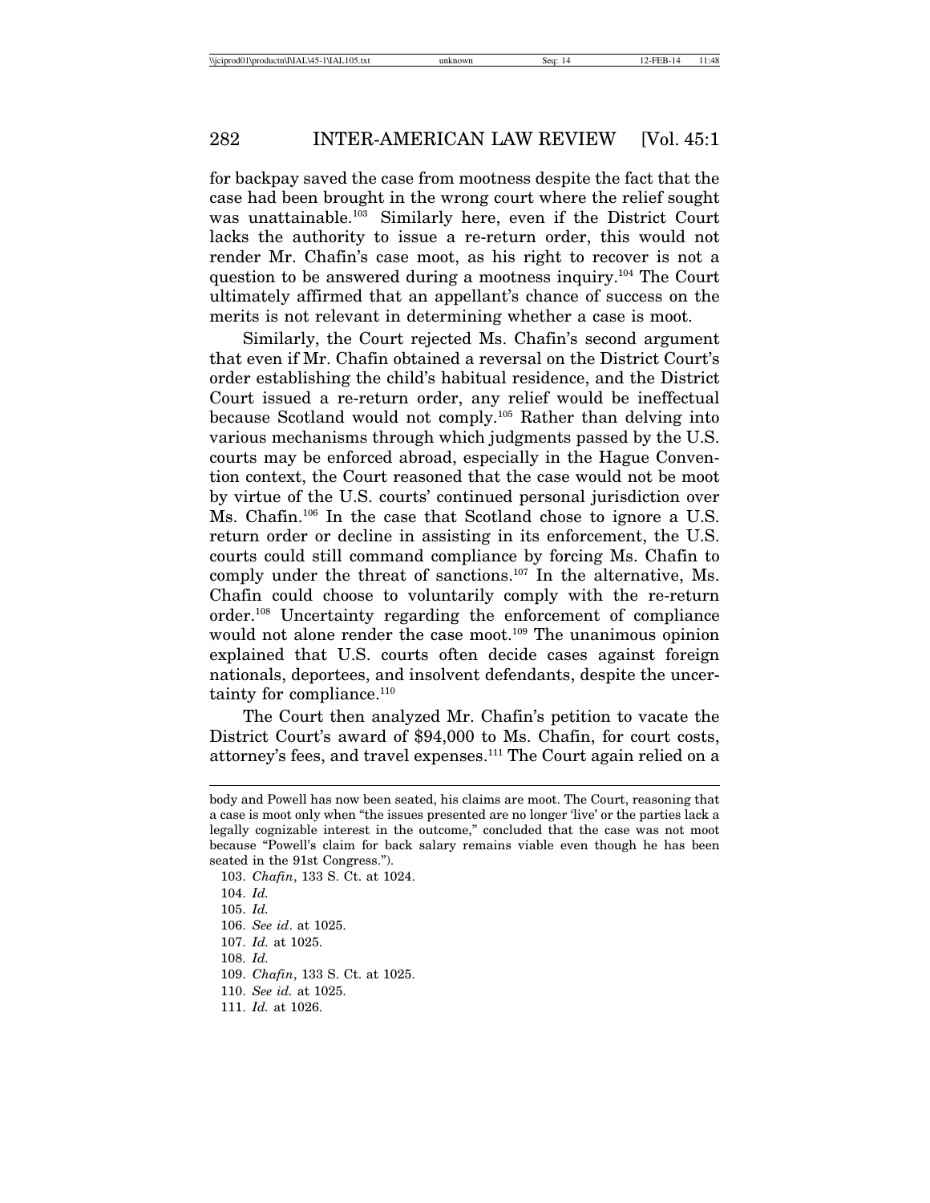for backpay saved the case from mootness despite the fact that the case had been brought in the wrong court where the relief sought was unattainable.[103] Similarly here, even if the District Court lacks the authority to issue a re-return order, this would not render Mr. Chafin's case moot, as his right to recover is not a question to be answered during a mootness inquiry.[104] The Court ultimately affirmed that an appellant's chance of success on the merits is not relevant in determining whether a case is moot.

Similarly, the Court rejected Ms. Chafin's second argument that even if Mr. Chafin obtained a reversal on the District Court's order establishing the child's habitual residence, and the District Court issued a re-return order, any relief would be ineffectual because Scotland would not comply.[105] Rather than delving into various mechanisms through which judgments passed by the U.S. courts may be enforced abroad, especially in the Hague Convention context, the Court reasoned that the case would not be moot by virtue of the U.S. courts' continued personal jurisdiction over Ms. Chafin.[106] In the case that Scotland chose to ignore a U.S. return order or decline in assisting in its enforcement, the U.S. courts could still command compliance by forcing Ms. Chafin to comply under the threat of sanctions.[107] In the alternative, Ms. Chafin could choose to voluntarily comply with the re-return order.[108] Uncertainty regarding the enforcement of compliance would not alone render the case moot.[109] The unanimous opinion explained that U.S. courts often decide cases against foreign nationals, deportees, and insolvent defendants, despite the uncertainty for compliance.[110]

The Court then analyzed Mr. Chafin's petition to vacate the District Court's award of $94,000 to Ms. Chafin, for court costs, attorney's fees, and travel expenses.[111] The Court again relied on a

---

body and Powell has now been seated, his claims are moot. The Court, reasoning that a case is moot only when "the issues presented are no longer 'live' or the parties lack a legally cognizable interest in the outcome," concluded that the case was not moot because "Powell's claim for back salary remains viable even though he has been seated in the 91st Congress.").

103. *Chafin*, 133 S. Ct. at 1024.

104. *Id.*

105. *Id.*

106. *See id*. at 1025.

107. *Id.* at 1025.

108. *Id.*

109. *Chafin*, 133 S. Ct. at 1025.

110. *See id.* at 1025.

111. *Id.* at 1026.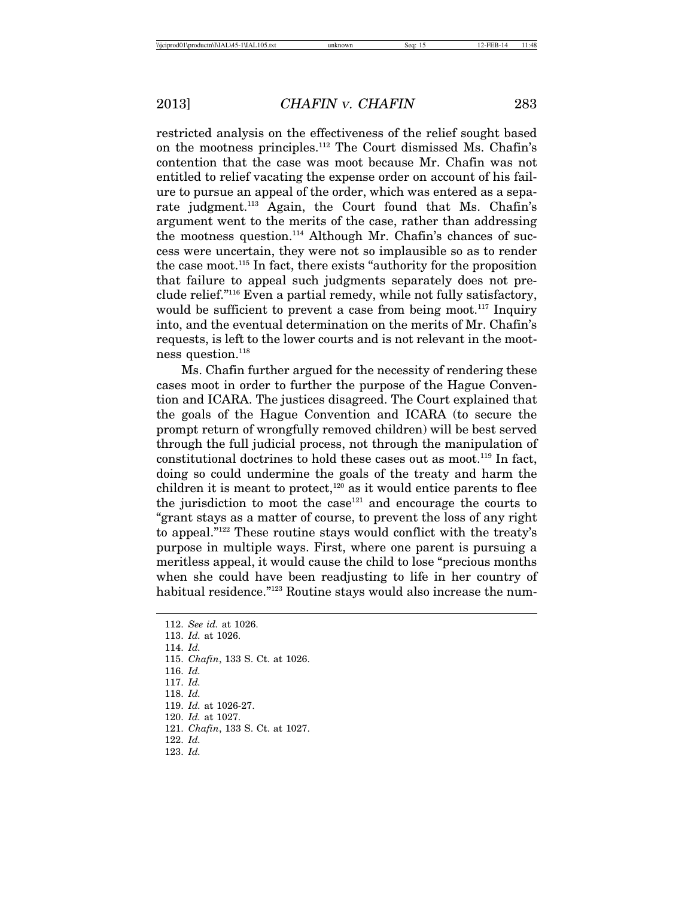restricted analysis on the effectiveness of the relief sought based on the mootness principles.[112] The Court dismissed Ms. Chafin's contention that the case was moot because Mr. Chafin was not entitled to relief vacating the expense order on account of his failure to pursue an appeal of the order, which was entered as a separate judgment.[113] Again, the Court found that Ms. Chafin's argument went to the merits of the case, rather than addressing the mootness question.[114] Although Mr. Chafin's chances of success were uncertain, they were not so implausible so as to render the case moot.[115] In fact, there exists "authority for the proposition that failure to appeal such judgments separately does not preclude relief."[116] Even a partial remedy, while not fully satisfactory, would be sufficient to prevent a case from being moot.[117] Inquiry into, and the eventual determination on the merits of Mr. Chafin's requests, is left to the lower courts and is not relevant in the mootness question.[118]

Ms. Chafin further argued for the necessity of rendering these cases moot in order to further the purpose of the Hague Convention and ICARA. The justices disagreed. The Court explained that the goals of the Hague Convention and ICARA (to secure the prompt return of wrongfully removed children) will be best served through the full judicial process, not through the manipulation of constitutional doctrines to hold these cases out as moot.[119] In fact, doing so could undermine the goals of the treaty and harm the children it is meant to protect,[120] as it would entice parents to flee the jurisdiction to moot the case[121] and encourage the courts to "grant stays as a matter of course, to prevent the loss of any right to appeal."[122] These routine stays would conflict with the treaty's purpose in multiple ways. First, where one parent is pursuing a meritless appeal, it would cause the child to lose "precious months when she could have been readjusting to life in her country of habitual residence."[123] Routine stays would also increase the num-

112. *See id.* at 1026.
113. *Id.* at 1026.
114. *Id.*
115. *Chafin*, 133 S. Ct. at 1026.
116. *Id.*
117. *Id.*
118. *Id.*
119. *Id.* at 1026-27.
120. *Id.* at 1027.
121. *Chafin*, 133 S. Ct. at 1027.
122. *Id.*
123. *Id.*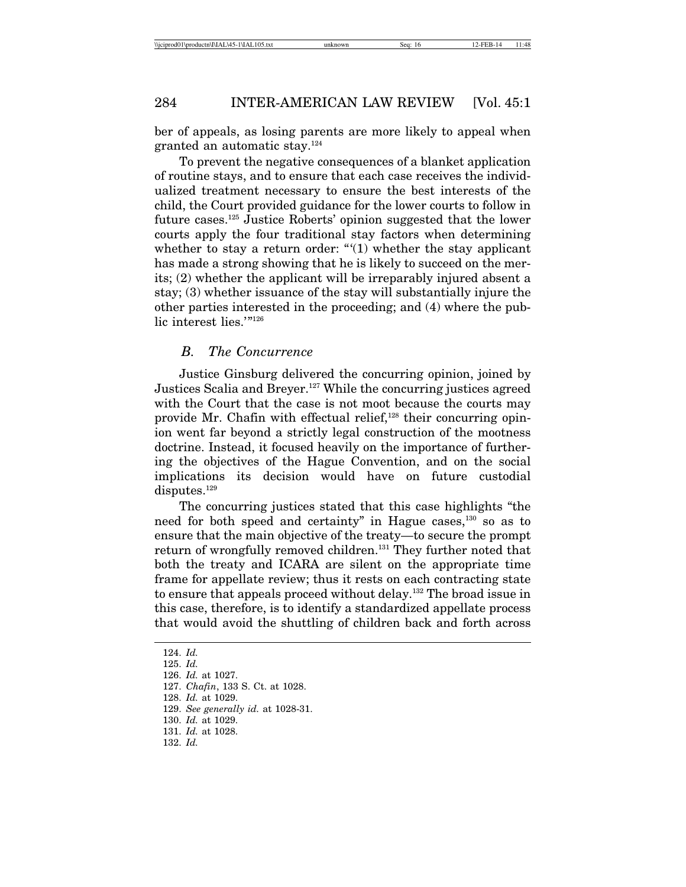ber of appeals, as losing parents are more likely to appeal when granted an automatic stay.[124]

To prevent the negative consequences of a blanket application of routine stays, and to ensure that each case receives the individualized treatment necessary to ensure the best interests of the child, the Court provided guidance for the lower courts to follow in future cases.[125] Justice Roberts' opinion suggested that the lower courts apply the four traditional stay factors when determining whether to stay a return order: "'(1) whether the stay applicant has made a strong showing that he is likely to succeed on the merits; (2) whether the applicant will be irreparably injured absent a stay; (3) whether issuance of the stay will substantially injure the other parties interested in the proceeding; and (4) where the public interest lies.'"[126]

### *B. The Concurrence*

Justice Ginsburg delivered the concurring opinion, joined by Justices Scalia and Breyer.[127] While the concurring justices agreed with the Court that the case is not moot because the courts may provide Mr. Chafin with effectual relief,[128] their concurring opinion went far beyond a strictly legal construction of the mootness doctrine. Instead, it focused heavily on the importance of furthering the objectives of the Hague Convention, and on the social implications its decision would have on future custodial disputes.[129]

The concurring justices stated that this case highlights "the need for both speed and certainty" in Hague cases,[130] so as to ensure that the main objective of the treaty—to secure the prompt return of wrongfully removed children.[131] They further noted that both the treaty and ICARA are silent on the appropriate time frame for appellate review; thus it rests on each contracting state to ensure that appeals proceed without delay.[132] The broad issue in this case, therefore, is to identify a standardized appellate process that would avoid the shuttling of children back and forth across

124. *Id.*
125. *Id.*
126. *Id.* at 1027.
127. *Chafin*, 133 S. Ct. at 1028.
128. *Id.* at 1029.
129. *See generally id.* at 1028-31.
130. *Id.* at 1029.
131. *Id.* at 1028.
132. *Id.*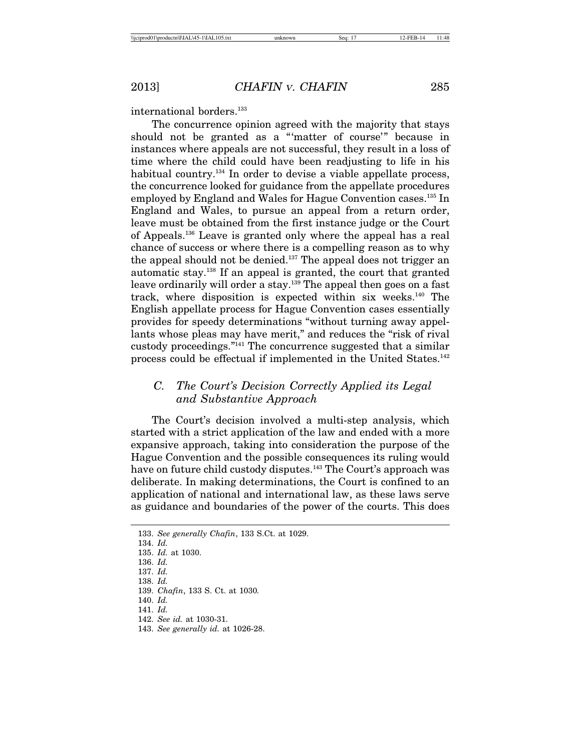international borders.[133]

The concurrence opinion agreed with the majority that stays should not be granted as a "'matter of course'" because in instances where appeals are not successful, they result in a loss of time where the child could have been readjusting to life in his habitual country.[134] In order to devise a viable appellate process, the concurrence looked for guidance from the appellate procedures employed by England and Wales for Hague Convention cases.[135] In England and Wales, to pursue an appeal from a return order, leave must be obtained from the first instance judge or the Court of Appeals.[136] Leave is granted only where the appeal has a real chance of success or where there is a compelling reason as to why the appeal should not be denied.[137] The appeal does not trigger an automatic stay.[138] If an appeal is granted, the court that granted leave ordinarily will order a stay.[139] The appeal then goes on a fast track, where disposition is expected within six weeks.[140] The English appellate process for Hague Convention cases essentially provides for speedy determinations "without turning away appellants whose pleas may have merit," and reduces the "risk of rival custody proceedings."[141] The concurrence suggested that a similar process could be effectual if implemented in the United States.[142]

### *C. The Court's Decision Correctly Applied its Legal and Substantive Approach*

The Court's decision involved a multi-step analysis, which started with a strict application of the law and ended with a more expansive approach, taking into consideration the purpose of the Hague Convention and the possible consequences its ruling would have on future child custody disputes.[143] The Court's approach was deliberate. In making determinations, the Court is confined to an application of national and international law, as these laws serve as guidance and boundaries of the power of the courts. This does

---

133. *See generally Chafin*, 133 S.Ct. at 1029.
134. *Id.*
135. *Id.* at 1030.
136. *Id.*
137. *Id.*
138. *Id.*
139. *Chafin*, 133 S. Ct. at 1030.
140. *Id.*
141. *Id.*
142. *See id.* at 1030-31.
143. *See generally id.* at 1026-28.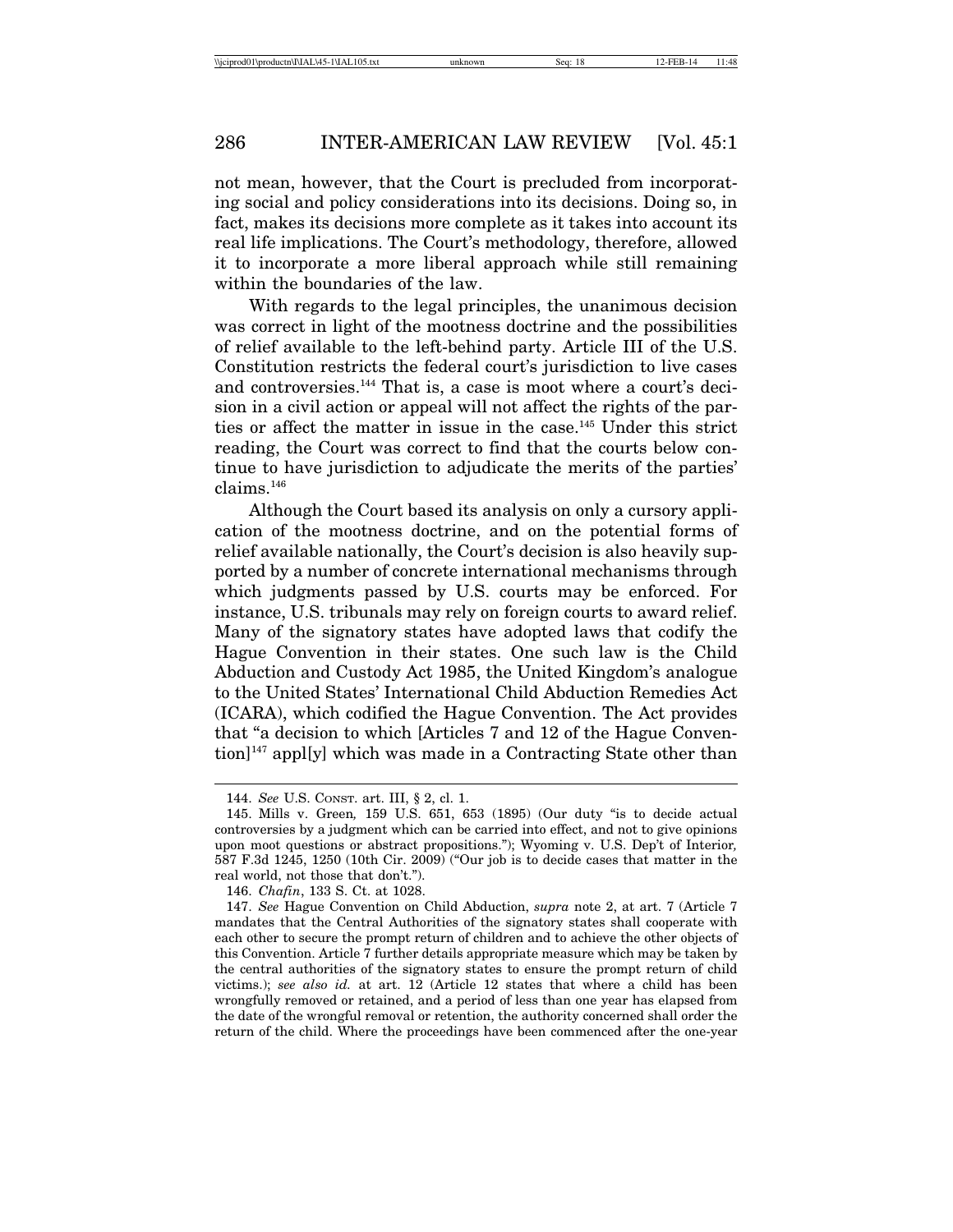not mean, however, that the Court is precluded from incorporating social and policy considerations into its decisions. Doing so, in fact, makes its decisions more complete as it takes into account its real life implications. The Court's methodology, therefore, allowed it to incorporate a more liberal approach while still remaining within the boundaries of the law.

With regards to the legal principles, the unanimous decision was correct in light of the mootness doctrine and the possibilities of relief available to the left-behind party. Article III of the U.S. Constitution restricts the federal court's jurisdiction to live cases and controversies.[144] That is, a case is moot where a court's decision in a civil action or appeal will not affect the rights of the parties or affect the matter in issue in the case.[145] Under this strict reading, the Court was correct to find that the courts below continue to have jurisdiction to adjudicate the merits of the parties' claims.[146]

Although the Court based its analysis on only a cursory application of the mootness doctrine, and on the potential forms of relief available nationally, the Court's decision is also heavily supported by a number of concrete international mechanisms through which judgments passed by U.S. courts may be enforced. For instance, U.S. tribunals may rely on foreign courts to award relief. Many of the signatory states have adopted laws that codify the Hague Convention in their states. One such law is the Child Abduction and Custody Act 1985, the United Kingdom's analogue to the United States' International Child Abduction Remedies Act (ICARA), which codified the Hague Convention. The Act provides that "a decision to which [Articles 7 and 12 of the Hague Convention][147] appl[y] which was made in a Contracting State other than

---

144. *See* U.S. CONST. art. III, § 2, cl. 1.

145. Mills v. Green*,* 159 U.S. 651, 653 (1895) (Our duty "is to decide actual controversies by a judgment which can be carried into effect, and not to give opinions upon moot questions or abstract propositions."); Wyoming v. U.S. Dep't of Interior*,* 587 F.3d 1245, 1250 (10th Cir. 2009) ("Our job is to decide cases that matter in the real world, not those that don't.").

146. *Chafin*, 133 S. Ct. at 1028.

147. *See* Hague Convention on Child Abduction, *supra* note 2, at art. 7 (Article 7 mandates that the Central Authorities of the signatory states shall cooperate with each other to secure the prompt return of children and to achieve the other objects of this Convention. Article 7 further details appropriate measure which may be taken by the central authorities of the signatory states to ensure the prompt return of child victims.); *see also id.* at art. 12 (Article 12 states that where a child has been wrongfully removed or retained, and a period of less than one year has elapsed from the date of the wrongful removal or retention, the authority concerned shall order the return of the child. Where the proceedings have been commenced after the one-year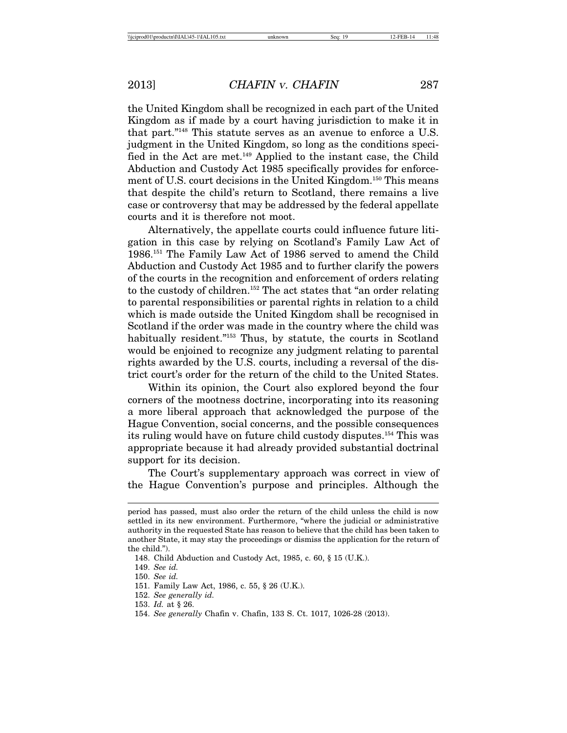the United Kingdom shall be recognized in each part of the United Kingdom as if made by a court having jurisdiction to make it in that part."[148] This statute serves as an avenue to enforce a U.S. judgment in the United Kingdom, so long as the conditions specified in the Act are met.[149] Applied to the instant case, the Child Abduction and Custody Act 1985 specifically provides for enforcement of U.S. court decisions in the United Kingdom.[150] This means that despite the child's return to Scotland, there remains a live case or controversy that may be addressed by the federal appellate courts and it is therefore not moot.

Alternatively, the appellate courts could influence future litigation in this case by relying on Scotland's Family Law Act of 1986.[151] The Family Law Act of 1986 served to amend the Child Abduction and Custody Act 1985 and to further clarify the powers of the courts in the recognition and enforcement of orders relating to the custody of children.[152] The act states that "an order relating to parental responsibilities or parental rights in relation to a child which is made outside the United Kingdom shall be recognised in Scotland if the order was made in the country where the child was habitually resident."[153] Thus, by statute, the courts in Scotland would be enjoined to recognize any judgment relating to parental rights awarded by the U.S. courts, including a reversal of the district court's order for the return of the child to the United States.

Within its opinion, the Court also explored beyond the four corners of the mootness doctrine, incorporating into its reasoning a more liberal approach that acknowledged the purpose of the Hague Convention, social concerns, and the possible consequences its ruling would have on future child custody disputes.[154] This was appropriate because it had already provided substantial doctrinal support for its decision.

The Court's supplementary approach was correct in view of the Hague Convention's purpose and principles. Although the

---

period has passed, must also order the return of the child unless the child is now settled in its new environment. Furthermore, "where the judicial or administrative authority in the requested State has reason to believe that the child has been taken to another State, it may stay the proceedings or dismiss the application for the return of the child.").

148. Child Abduction and Custody Act, 1985, c. 60, § 15 (U.K.).

149. *See id.*

150. *See id.*

151. Family Law Act, 1986, c. 55, § 26 (U.K.).

152. *See generally id.*

153. *Id.* at § 26.

154. *See generally* Chafin v. Chafin, 133 S. Ct. 1017, 1026-28 (2013).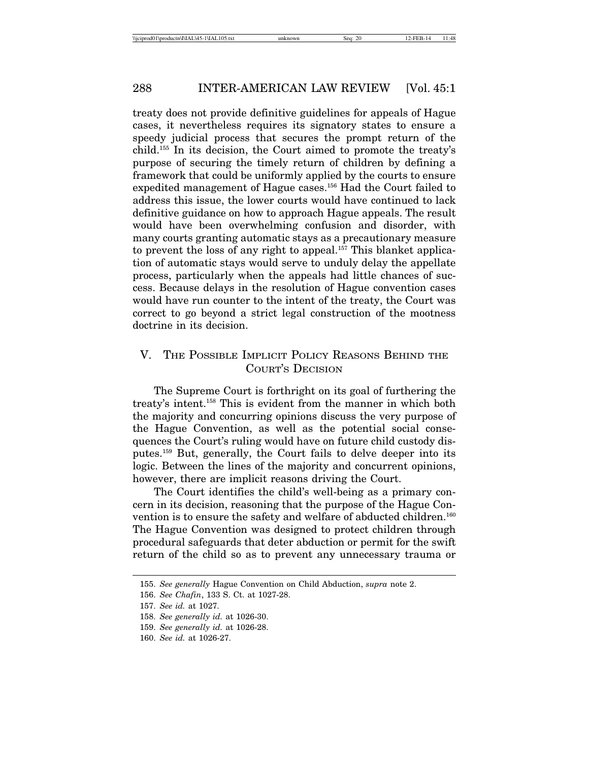treaty does not provide definitive guidelines for appeals of Hague cases, it nevertheless requires its signatory states to ensure a speedy judicial process that secures the prompt return of the child.[155] In its decision, the Court aimed to promote the treaty's purpose of securing the timely return of children by defining a framework that could be uniformly applied by the courts to ensure expedited management of Hague cases.[156] Had the Court failed to address this issue, the lower courts would have continued to lack definitive guidance on how to approach Hague appeals. The result would have been overwhelming confusion and disorder, with many courts granting automatic stays as a precautionary measure to prevent the loss of any right to appeal.[157] This blanket application of automatic stays would serve to unduly delay the appellate process, particularly when the appeals had little chances of success. Because delays in the resolution of Hague convention cases would have run counter to the intent of the treaty, the Court was correct to go beyond a strict legal construction of the mootness doctrine in its decision.

## V. The Possible Implicit Policy Reasons Behind the Court's Decision

The Supreme Court is forthright on its goal of furthering the treaty's intent.[158] This is evident from the manner in which both the majority and concurring opinions discuss the very purpose of the Hague Convention, as well as the potential social consequences the Court's ruling would have on future child custody disputes.[159] But, generally, the Court fails to delve deeper into its logic. Between the lines of the majority and concurrent opinions, however, there are implicit reasons driving the Court.

The Court identifies the child's well-being as a primary concern in its decision, reasoning that the purpose of the Hague Convention is to ensure the safety and welfare of abducted children.[160] The Hague Convention was designed to protect children through procedural safeguards that deter abduction or permit for the swift return of the child so as to prevent any unnecessary trauma or

---

155. *See generally* Hague Convention on Child Abduction, *supra* note 2.

156. *See Chafin*, 133 S. Ct. at 1027-28.

157. *See id.* at 1027.

158. *See generally id.* at 1026-30.

159. *See generally id.* at 1026-28.

160. *See id.* at 1026-27.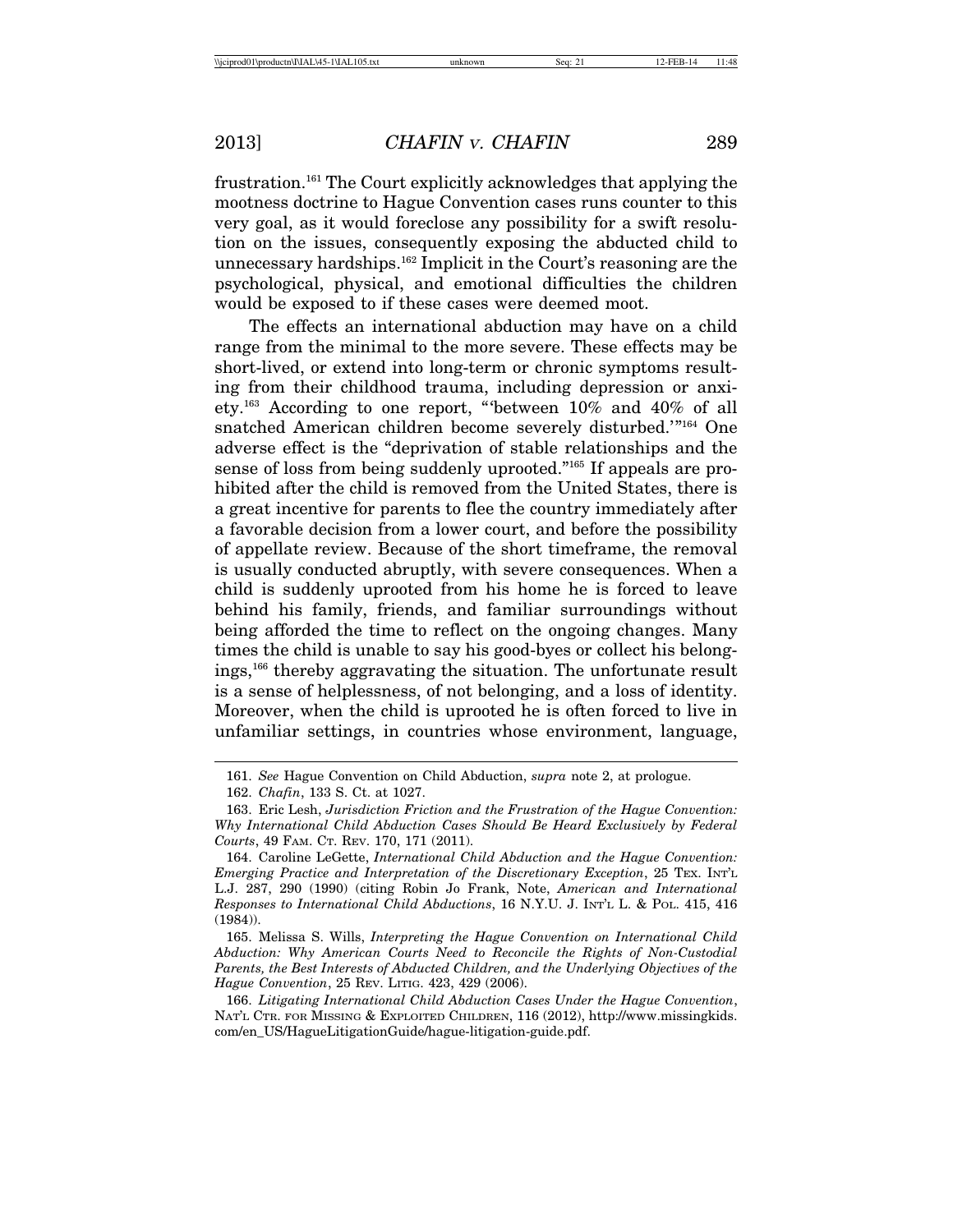frustration.[161] The Court explicitly acknowledges that applying the mootness doctrine to Hague Convention cases runs counter to this very goal, as it would foreclose any possibility for a swift resolution on the issues, consequently exposing the abducted child to unnecessary hardships.[162] Implicit in the Court's reasoning are the psychological, physical, and emotional difficulties the children would be exposed to if these cases were deemed moot.

The effects an international abduction may have on a child range from the minimal to the more severe. These effects may be short-lived, or extend into long-term or chronic symptoms resulting from their childhood trauma, including depression or anxiety.[163] According to one report, "'between 10% and 40% of all snatched American children become severely disturbed.'"[164] One adverse effect is the "deprivation of stable relationships and the sense of loss from being suddenly uprooted."[165] If appeals are prohibited after the child is removed from the United States, there is a great incentive for parents to flee the country immediately after a favorable decision from a lower court, and before the possibility of appellate review. Because of the short timeframe, the removal is usually conducted abruptly, with severe consequences. When a child is suddenly uprooted from his home he is forced to leave behind his family, friends, and familiar surroundings without being afforded the time to reflect on the ongoing changes. Many times the child is unable to say his good-byes or collect his belongings,[166] thereby aggravating the situation. The unfortunate result is a sense of helplessness, of not belonging, and a loss of identity. Moreover, when the child is uprooted he is often forced to live in unfamiliar settings, in countries whose environment, language,

---

161. *See* Hague Convention on Child Abduction, *supra* note 2, at prologue.

162. *Chafin*, 133 S. Ct. at 1027.

163. Eric Lesh, *Jurisdiction Friction and the Frustration of the Hague Convention: Why International Child Abduction Cases Should Be Heard Exclusively by Federal Courts*, 49 FAM. CT. REV. 170, 171 (2011).

164. Caroline LeGette, *International Child Abduction and the Hague Convention: Emerging Practice and Interpretation of the Discretionary Exception*, 25 TEX. INT'L L.J. 287, 290 (1990) (citing Robin Jo Frank, Note, *American and International Responses to International Child Abductions*, 16 N.Y.U. J. INT'L L. & POL. 415, 416 (1984)).

165. Melissa S. Wills, *Interpreting the Hague Convention on International Child Abduction: Why American Courts Need to Reconcile the Rights of Non-Custodial Parents, the Best Interests of Abducted Children, and the Underlying Objectives of the Hague Convention*, 25 REV. LITIG. 423, 429 (2006).

166. *Litigating International Child Abduction Cases Under the Hague Convention*, NAT'L CTR. FOR MISSING & EXPLOITED CHILDREN, 116 (2012), http://www.missingkids.com/en_US/HagueLitigationGuide/hague-litigation-guide.pdf.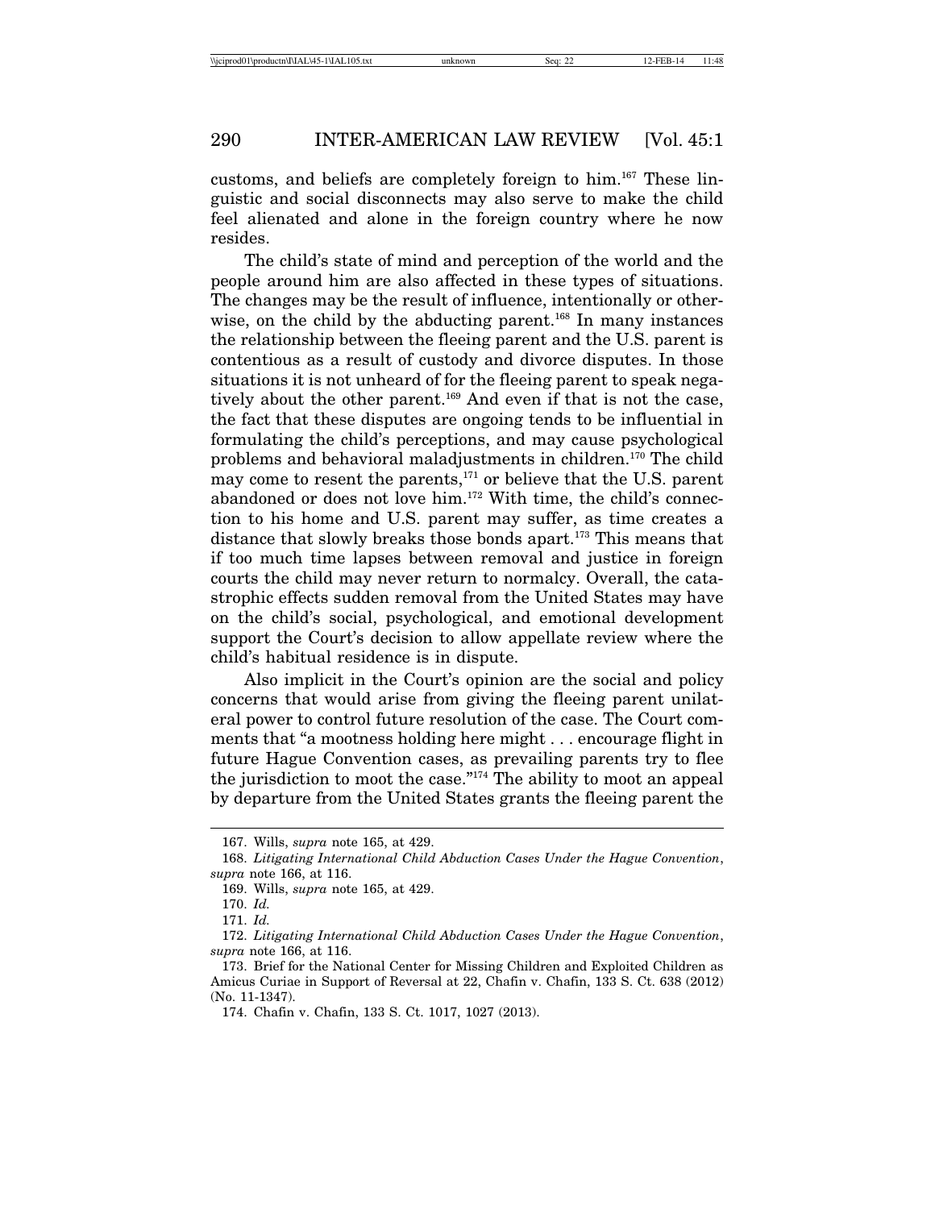customs, and beliefs are completely foreign to him.[167] These linguistic and social disconnects may also serve to make the child feel alienated and alone in the foreign country where he now resides.

The child's state of mind and perception of the world and the people around him are also affected in these types of situations. The changes may be the result of influence, intentionally or otherwise, on the child by the abducting parent.[168] In many instances the relationship between the fleeing parent and the U.S. parent is contentious as a result of custody and divorce disputes. In those situations it is not unheard of for the fleeing parent to speak negatively about the other parent.[169] And even if that is not the case, the fact that these disputes are ongoing tends to be influential in formulating the child's perceptions, and may cause psychological problems and behavioral maladjustments in children.[170] The child may come to resent the parents,[171] or believe that the U.S. parent abandoned or does not love him.[172] With time, the child's connection to his home and U.S. parent may suffer, as time creates a distance that slowly breaks those bonds apart.[173] This means that if too much time lapses between removal and justice in foreign courts the child may never return to normalcy. Overall, the catastrophic effects sudden removal from the United States may have on the child's social, psychological, and emotional development support the Court's decision to allow appellate review where the child's habitual residence is in dispute.

Also implicit in the Court's opinion are the social and policy concerns that would arise from giving the fleeing parent unilateral power to control future resolution of the case. The Court comments that "a mootness holding here might . . . encourage flight in future Hague Convention cases, as prevailing parents try to flee the jurisdiction to moot the case."[174] The ability to moot an appeal by departure from the United States grants the fleeing parent the

---

167. Wills, *supra* note 165, at 429.

168. *Litigating International Child Abduction Cases Under the Hague Convention*, *supra* note 166, at 116.

169. Wills, *supra* note 165, at 429.

170. *Id.*

171. *Id.*

172. *Litigating International Child Abduction Cases Under the Hague Convention*, *supra* note 166, at 116.

173. Brief for the National Center for Missing Children and Exploited Children as Amicus Curiae in Support of Reversal at 22, Chafin v. Chafin, 133 S. Ct. 638 (2012) (No. 11-1347).

174. Chafin v. Chafin, 133 S. Ct. 1017, 1027 (2013).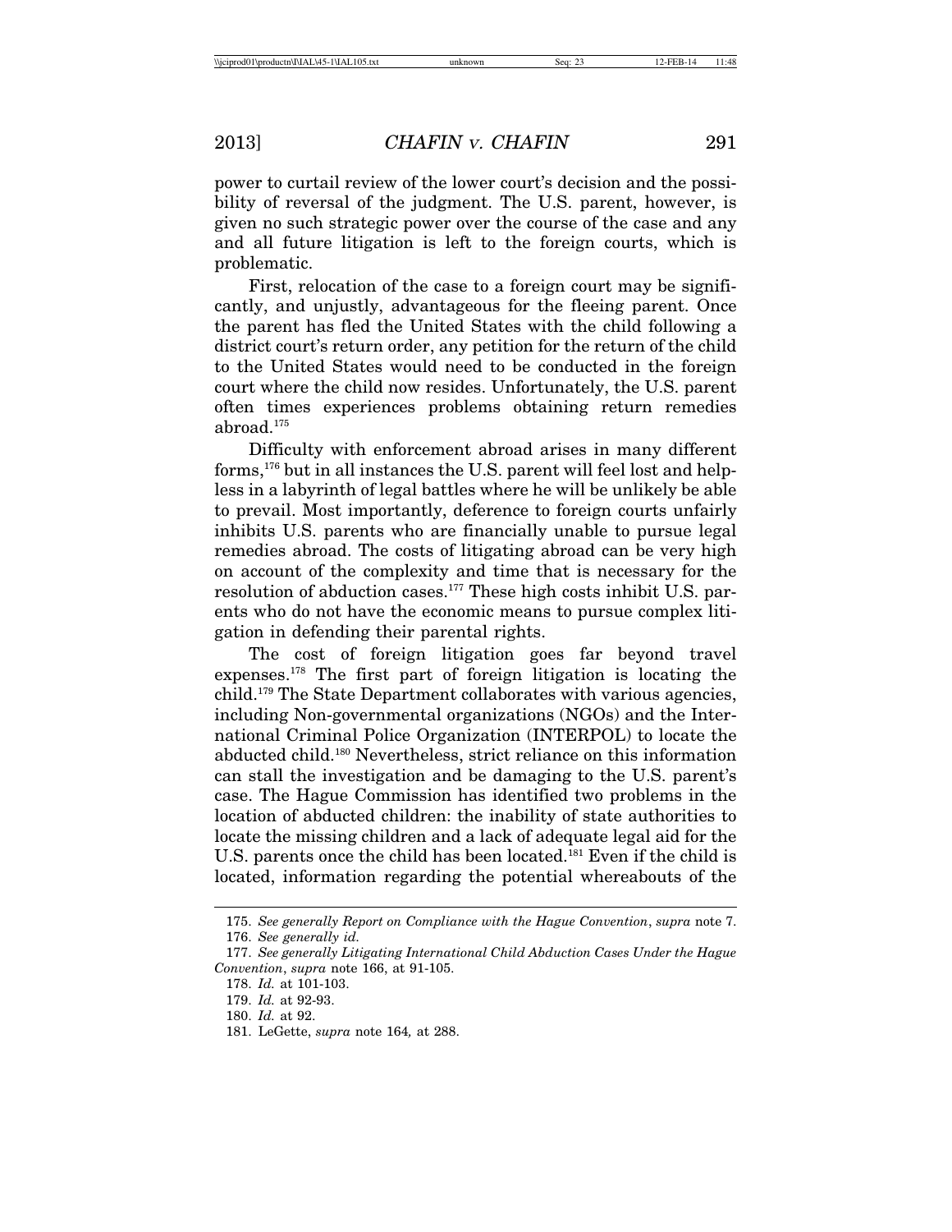power to curtail review of the lower court's decision and the possibility of reversal of the judgment. The U.S. parent, however, is given no such strategic power over the course of the case and any and all future litigation is left to the foreign courts, which is problematic.

First, relocation of the case to a foreign court may be significantly, and unjustly, advantageous for the fleeing parent. Once the parent has fled the United States with the child following a district court's return order, any petition for the return of the child to the United States would need to be conducted in the foreign court where the child now resides. Unfortunately, the U.S. parent often times experiences problems obtaining return remedies abroad.[175]

Difficulty with enforcement abroad arises in many different forms,[176] but in all instances the U.S. parent will feel lost and helpless in a labyrinth of legal battles where he will be unlikely be able to prevail. Most importantly, deference to foreign courts unfairly inhibits U.S. parents who are financially unable to pursue legal remedies abroad. The costs of litigating abroad can be very high on account of the complexity and time that is necessary for the resolution of abduction cases.[177] These high costs inhibit U.S. parents who do not have the economic means to pursue complex litigation in defending their parental rights.

The cost of foreign litigation goes far beyond travel expenses.[178] The first part of foreign litigation is locating the child.[179] The State Department collaborates with various agencies, including Non-governmental organizations (NGOs) and the International Criminal Police Organization (INTERPOL) to locate the abducted child.[180] Nevertheless, strict reliance on this information can stall the investigation and be damaging to the U.S. parent's case. The Hague Commission has identified two problems in the location of abducted children: the inability of state authorities to locate the missing children and a lack of adequate legal aid for the U.S. parents once the child has been located.[181] Even if the child is located, information regarding the potential whereabouts of the

---

175. *See generally Report on Compliance with the Hague Convention*, *supra* note 7.

176. *See generally id.*

177. *See generally Litigating International Child Abduction Cases Under the Hague Convention*, *supra* note 166, at 91-105.

178. *Id.* at 101-103.

179. *Id.* at 92-93.

180. *Id.* at 92.

181. LeGette, *supra* note 164, at 288.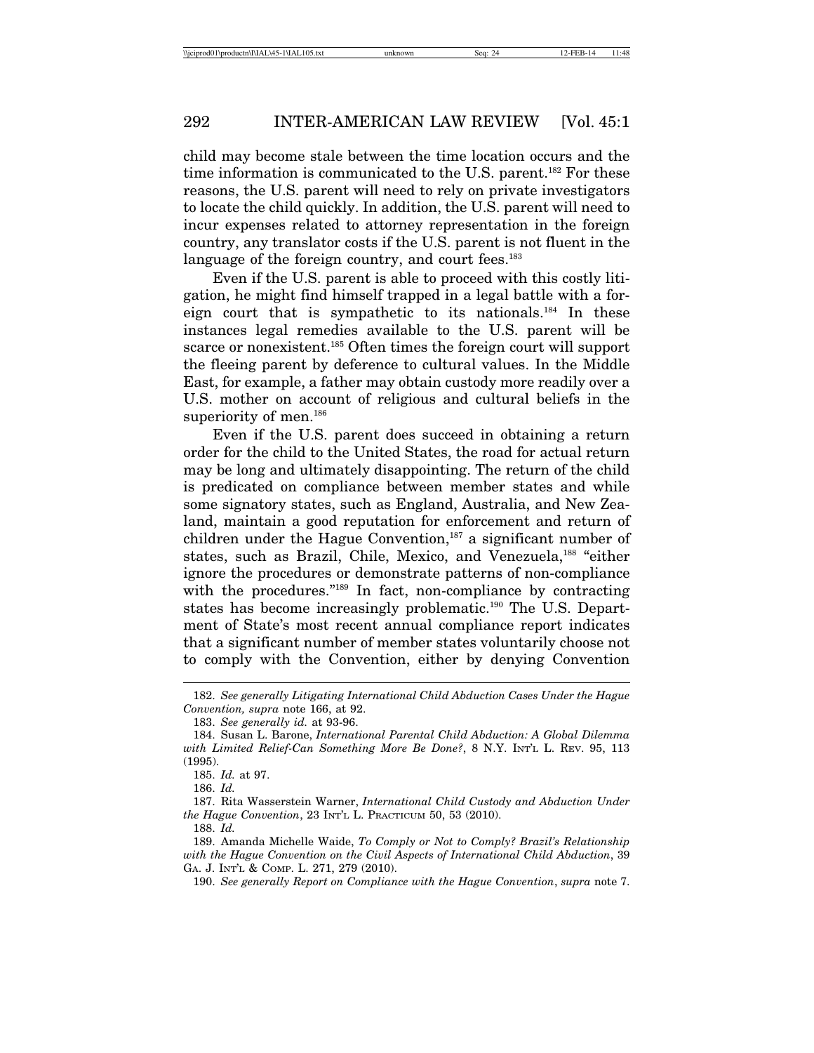child may become stale between the time location occurs and the time information is communicated to the U.S. parent.[182] For these reasons, the U.S. parent will need to rely on private investigators to locate the child quickly. In addition, the U.S. parent will need to incur expenses related to attorney representation in the foreign country, any translator costs if the U.S. parent is not fluent in the language of the foreign country, and court fees.[183]

Even if the U.S. parent is able to proceed with this costly litigation, he might find himself trapped in a legal battle with a foreign court that is sympathetic to its nationals.[184] In these instances legal remedies available to the U.S. parent will be scarce or nonexistent.[185] Often times the foreign court will support the fleeing parent by deference to cultural values. In the Middle East, for example, a father may obtain custody more readily over a U.S. mother on account of religious and cultural beliefs in the superiority of men.[186]

Even if the U.S. parent does succeed in obtaining a return order for the child to the United States, the road for actual return may be long and ultimately disappointing. The return of the child is predicated on compliance between member states and while some signatory states, such as England, Australia, and New Zealand, maintain a good reputation for enforcement and return of children under the Hague Convention,[187] a significant number of states, such as Brazil, Chile, Mexico, and Venezuela,[188] "either ignore the procedures or demonstrate patterns of non-compliance with the procedures."[189] In fact, non-compliance by contracting states has become increasingly problematic.[190] The U.S. Department of State's most recent annual compliance report indicates that a significant number of member states voluntarily choose not to comply with the Convention, either by denying Convention

---

182. *See generally Litigating International Child Abduction Cases Under the Hague Convention, supra* note 166, at 92.

183. *See generally id.* at 93-96.

184. Susan L. Barone, *International Parental Child Abduction: A Global Dilemma with Limited Relief-Can Something More Be Done?*, 8 N.Y. INT'L L. REV. 95, 113 (1995).

185. *Id.* at 97.

186. *Id.*

187. Rita Wasserstein Warner, *International Child Custody and Abduction Under the Hague Convention*, 23 INT'L L. PRACTICUM 50, 53 (2010).

188. *Id.*

189. Amanda Michelle Waide, *To Comply or Not to Comply? Brazil's Relationship with the Hague Convention on the Civil Aspects of International Child Abduction*, 39 GA. J. INT'L & COMP. L. 271, 279 (2010).

190. *See generally Report on Compliance with the Hague Convention*, *supra* note 7.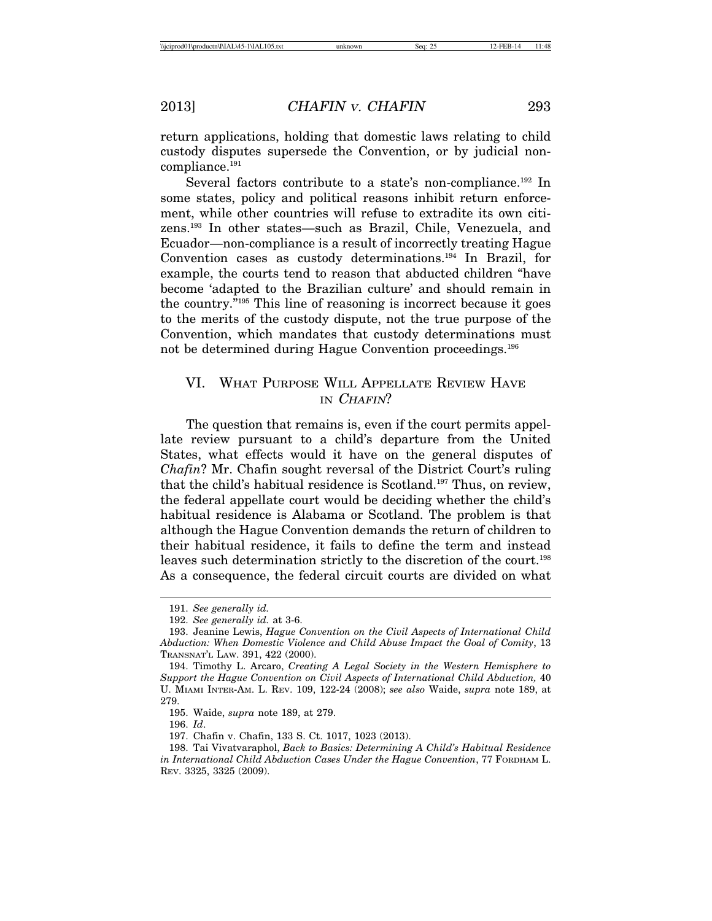return applications, holding that domestic laws relating to child custody disputes supersede the Convention, or by judicial non-compliance.[191]

Several factors contribute to a state's non-compliance.[192] In some states, policy and political reasons inhibit return enforcement, while other countries will refuse to extradite its own citizens.[193] In other states—such as Brazil, Chile, Venezuela, and Ecuador—non-compliance is a result of incorrectly treating Hague Convention cases as custody determinations.[194] In Brazil, for example, the courts tend to reason that abducted children "have become 'adapted to the Brazilian culture' and should remain in the country."[195] This line of reasoning is incorrect because it goes to the merits of the custody dispute, not the true purpose of the Convention, which mandates that custody determinations must not be determined during Hague Convention proceedings.[196]

## VI. What Purpose Will Appellate Review Have in *Chafin*?

The question that remains is, even if the court permits appellate review pursuant to a child's departure from the United States, what effects would it have on the general disputes of *Chafin*? Mr. Chafin sought reversal of the District Court's ruling that the child's habitual residence is Scotland.[197] Thus, on review, the federal appellate court would be deciding whether the child's habitual residence is Alabama or Scotland. The problem is that although the Hague Convention demands the return of children to their habitual residence, it fails to define the term and instead leaves such determination strictly to the discretion of the court.[198] As a consequence, the federal circuit courts are divided on what

---

191. *See generally id.*

192. *See generally id.* at 3-6.

193. Jeanine Lewis, *Hague Convention on the Civil Aspects of International Child Abduction: When Domestic Violence and Child Abuse Impact the Goal of Comity*, 13 Transnat'l Law. 391, 422 (2000).

194. Timothy L. Arcaro, *Creating A Legal Society in the Western Hemisphere to Support the Hague Convention on Civil Aspects of International Child Abduction,* 40 U. Miami Inter-Am. L. Rev. 109, 122-24 (2008); *see also* Waide, *supra* note 189, at 279.

195. Waide, *supra* note 189, at 279.

196. *Id*.

197. Chafin v. Chafin, 133 S. Ct. 1017, 1023 (2013).

198. Tai Vivatvaraphol, *Back to Basics: Determining A Child's Habitual Residence in International Child Abduction Cases Under the Hague Convention*, 77 Fordham L. Rev. 3325, 3325 (2009).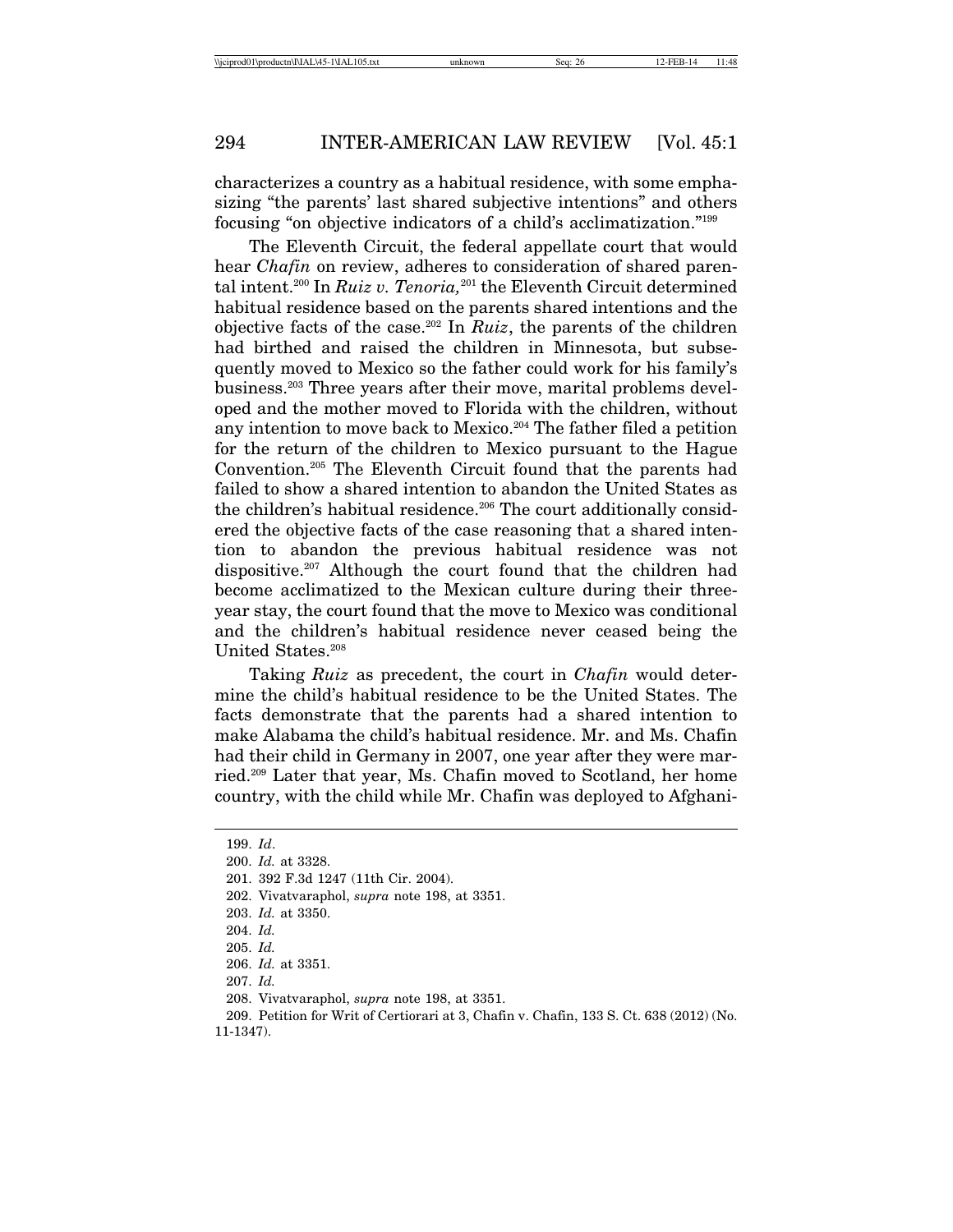characterizes a country as a habitual residence, with some emphasizing "the parents' last shared subjective intentions" and others focusing "on objective indicators of a child's acclimatization."[199]

The Eleventh Circuit, the federal appellate court that would hear *Chafin* on review, adheres to consideration of shared parental intent.[200] In *Ruiz v. Tenoria,*[201] the Eleventh Circuit determined habitual residence based on the parents shared intentions and the objective facts of the case.[202] In *Ruiz*, the parents of the children had birthed and raised the children in Minnesota, but subsequently moved to Mexico so the father could work for his family's business.[203] Three years after their move, marital problems developed and the mother moved to Florida with the children, without any intention to move back to Mexico.[204] The father filed a petition for the return of the children to Mexico pursuant to the Hague Convention.[205] The Eleventh Circuit found that the parents had failed to show a shared intention to abandon the United States as the children's habitual residence.[206] The court additionally considered the objective facts of the case reasoning that a shared intention to abandon the previous habitual residence was not dispositive.[207] Although the court found that the children had become acclimatized to the Mexican culture during their three-year stay, the court found that the move to Mexico was conditional and the children's habitual residence never ceased being the United States.[208]

Taking *Ruiz* as precedent, the court in *Chafin* would determine the child's habitual residence to be the United States. The facts demonstrate that the parents had a shared intention to make Alabama the child's habitual residence. Mr. and Ms. Chafin had their child in Germany in 2007, one year after they were married.[209] Later that year, Ms. Chafin moved to Scotland, her home country, with the child while Mr. Chafin was deployed to Afghani-

---

199. *Id*.
200. *Id.* at 3328.
201. 392 F.3d 1247 (11th Cir. 2004).
202. Vivatvaraphol, *supra* note 198, at 3351.
203. *Id.* at 3350.
204. *Id.*
205. *Id.*
206. *Id.* at 3351.
207. *Id.*
208. Vivatvaraphol, *supra* note 198, at 3351.
209. Petition for Writ of Certiorari at 3, Chafin v. Chafin, 133 S. Ct. 638 (2012) (No. 11-1347).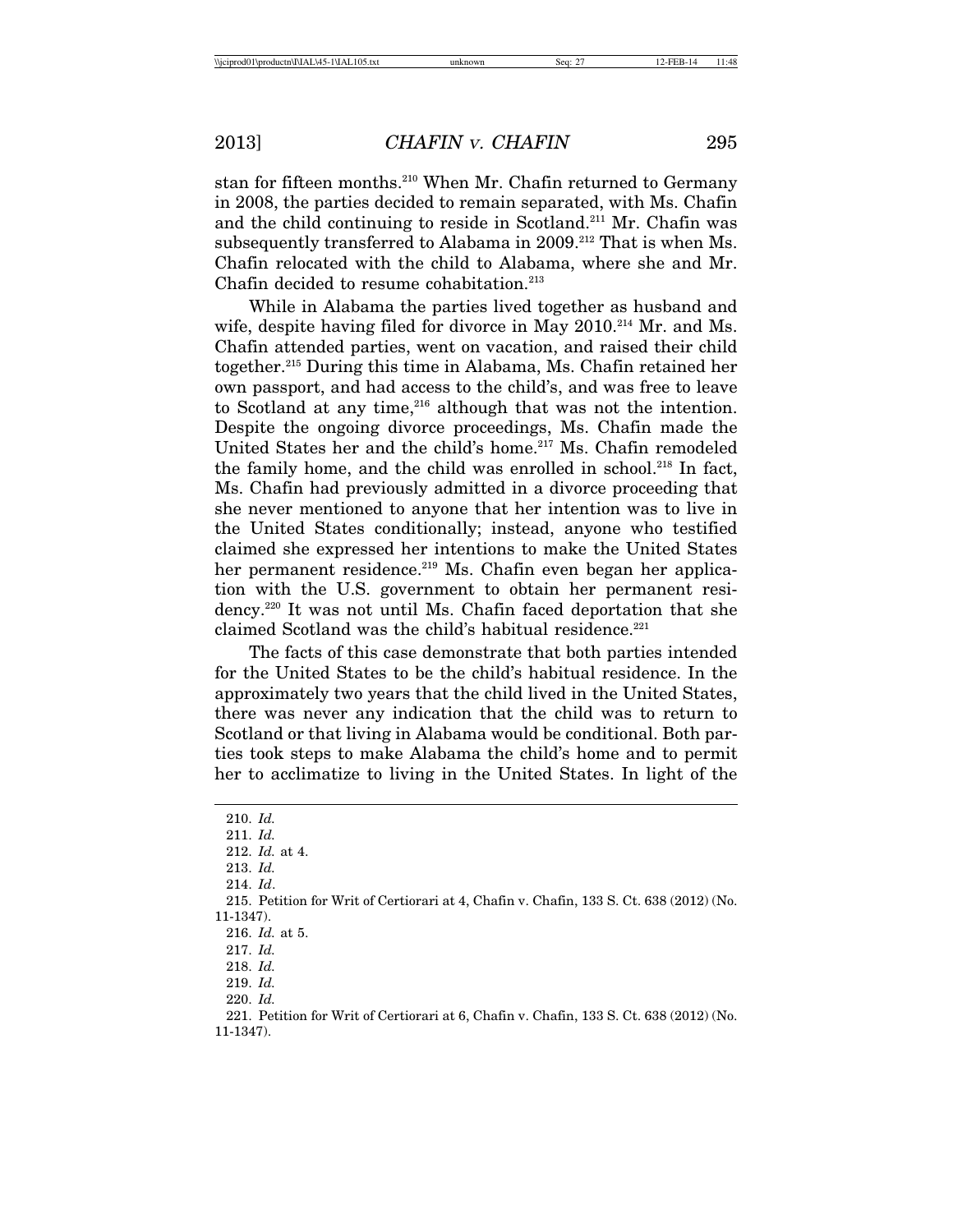stan for fifteen months.[210] When Mr. Chafin returned to Germany in 2008, the parties decided to remain separated, with Ms. Chafin and the child continuing to reside in Scotland.[211] Mr. Chafin was subsequently transferred to Alabama in 2009.[212] That is when Ms. Chafin relocated with the child to Alabama, where she and Mr. Chafin decided to resume cohabitation.[213]

While in Alabama the parties lived together as husband and wife, despite having filed for divorce in May 2010.[214] Mr. and Ms. Chafin attended parties, went on vacation, and raised their child together.[215] During this time in Alabama, Ms. Chafin retained her own passport, and had access to the child's, and was free to leave to Scotland at any time,[216] although that was not the intention. Despite the ongoing divorce proceedings, Ms. Chafin made the United States her and the child's home.[217] Ms. Chafin remodeled the family home, and the child was enrolled in school.[218] In fact, Ms. Chafin had previously admitted in a divorce proceeding that she never mentioned to anyone that her intention was to live in the United States conditionally; instead, anyone who testified claimed she expressed her intentions to make the United States her permanent residence.[219] Ms. Chafin even began her application with the U.S. government to obtain her permanent residency.[220] It was not until Ms. Chafin faced deportation that she claimed Scotland was the child's habitual residence.[221]

The facts of this case demonstrate that both parties intended for the United States to be the child's habitual residence. In the approximately two years that the child lived in the United States, there was never any indication that the child was to return to Scotland or that living in Alabama would be conditional. Both parties took steps to make Alabama the child's home and to permit her to acclimatize to living in the United States. In light of the

---

210. *Id.*

211. *Id.*

212. *Id.* at 4.

213. *Id.*

214. *Id*.

215. Petition for Writ of Certiorari at 4, Chafin v. Chafin, 133 S. Ct. 638 (2012) (No. 11-1347).

216. *Id.* at 5.

217. *Id.*

218. *Id.*

219. *Id.*

220. *Id.*

221. Petition for Writ of Certiorari at 6, Chafin v. Chafin, 133 S. Ct. 638 (2012) (No. 11-1347).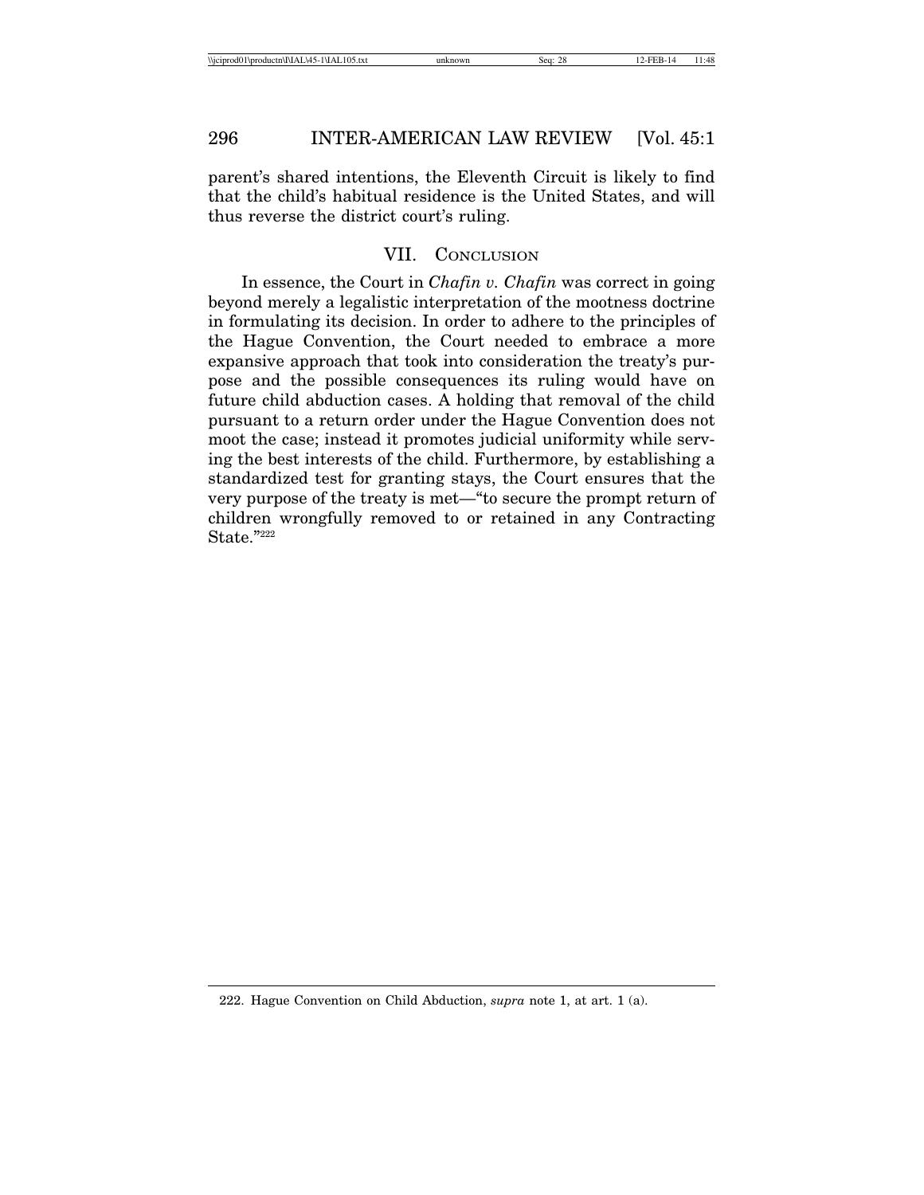parent's shared intentions, the Eleventh Circuit is likely to find that the child's habitual residence is the United States, and will thus reverse the district court's ruling.

## VII. Conclusion

In essence, the Court in *Chafin v. Chafin* was correct in going beyond merely a legalistic interpretation of the mootness doctrine in formulating its decision. In order to adhere to the principles of the Hague Convention, the Court needed to embrace a more expansive approach that took into consideration the treaty's purpose and the possible consequences its ruling would have on future child abduction cases. A holding that removal of the child pursuant to a return order under the Hague Convention does not moot the case; instead it promotes judicial uniformity while serving the best interests of the child. Furthermore, by establishing a standardized test for granting stays, the Court ensures that the very purpose of the treaty is met—"to secure the prompt return of children wrongfully removed to or retained in any Contracting State."[222]

---

222. Hague Convention on Child Abduction, *supra* note 1, at art. 1 (a).